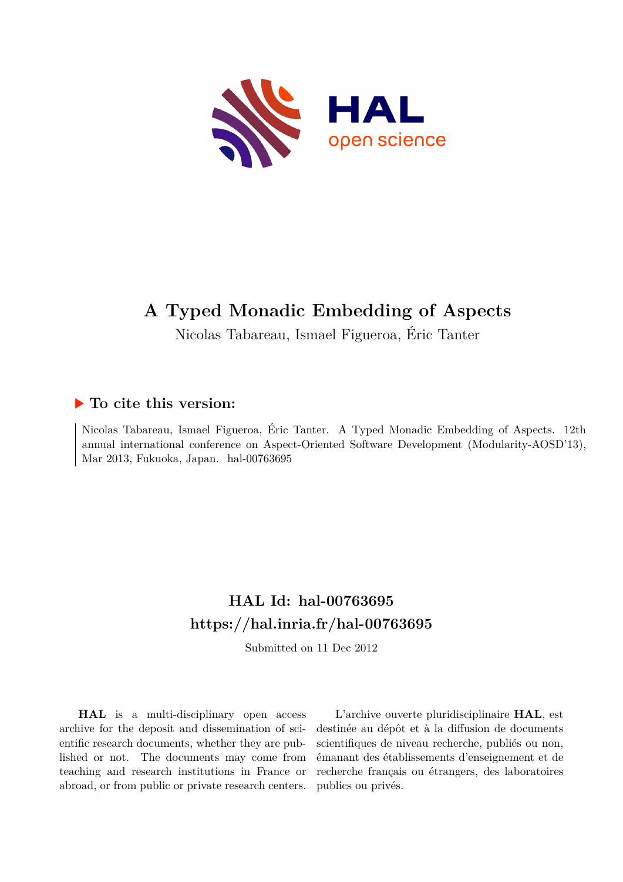# A Typed Monadic Embedding of Aspects

Nicolas Tabareau, Ismael Figueroa, Éric Tanter

## ▶ To cite this version:

Nicolas Tabareau, Ismael Figueroa, Éric Tanter. A Typed Monadic Embedding of Aspects. 12th annual international conference on Aspect-Oriented Software Development (Modularity-AOSD'13), Mar 2013, Fukuoka, Japan. hal-00763695

## HAL Id: hal-00763695
## https://hal.inria.fr/hal-00763695

Submitted on 11 Dec 2012

**HAL** is a multi-disciplinary open access archive for the deposit and dissemination of scientific research documents, whether they are published or not. The documents may come from teaching and research institutions in France or abroad, or from public or private research centers.

L'archive ouverte pluridisciplinaire **HAL**, est destinée au dépôt et à la diffusion de documents scientifiques de niveau recherche, publiés ou non, émanant des établissements d'enseignement et de recherche français ou étrangers, des laboratoires publics ou privés.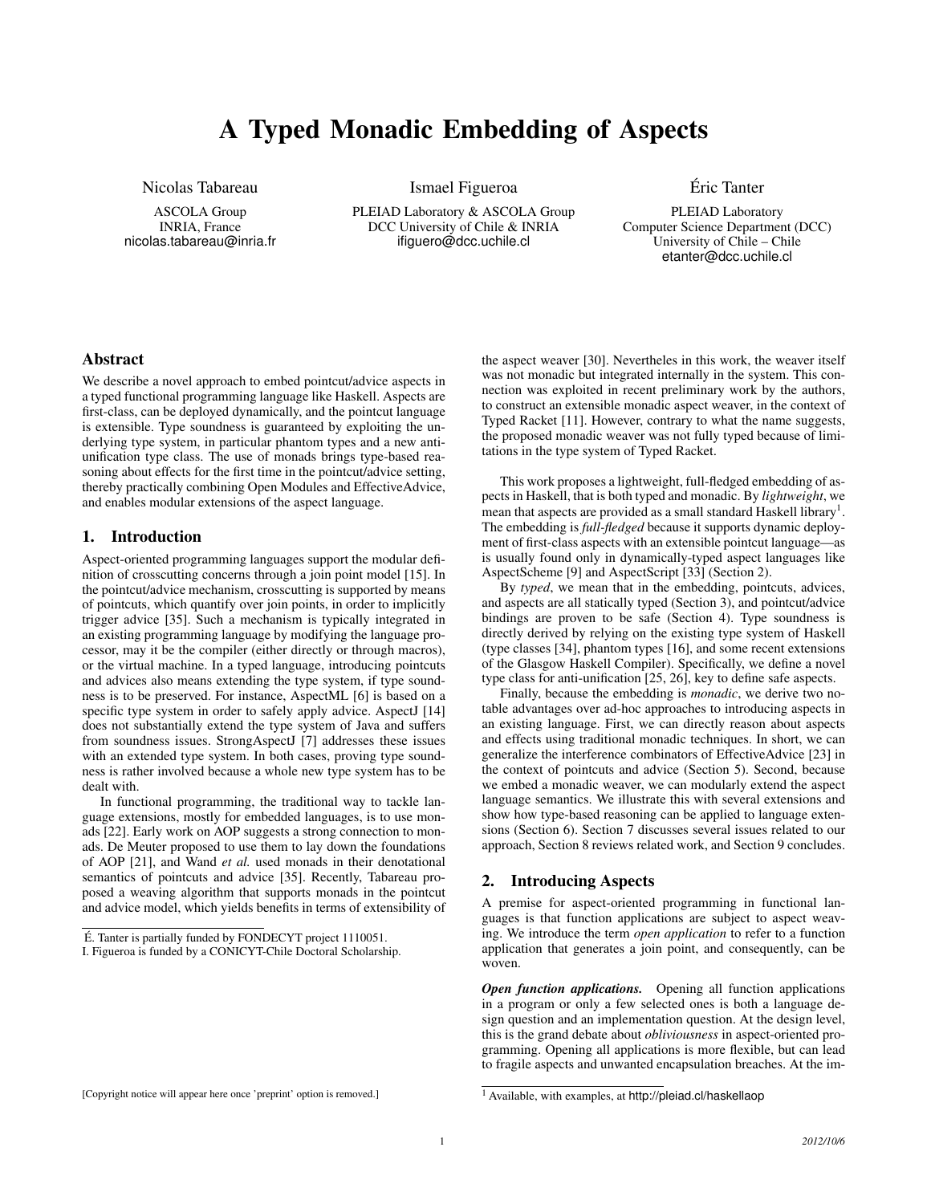# A Typed Monadic Embedding of Aspects

Nicolas Tabareau
ASCOLA Group
INRIA, France
nicolas.tabareau@inria.fr

Ismael Figueroa
PLEIAD Laboratory & ASCOLA Group
DCC University of Chile & INRIA
ifiguero@dcc.uchile.cl

Éric Tanter
PLEIAD Laboratory
Computer Science Department (DCC)
University of Chile – Chile
etanter@dcc.uchile.cl

## Abstract

We describe a novel approach to embed pointcut/advice aspects in a typed functional programming language like Haskell. Aspects are first-class, can be deployed dynamically, and the pointcut language is extensible. Type soundness is guaranteed by exploiting the underlying type system, in particular phantom types and a new anti-unification type class. The use of monads brings type-based reasoning about effects for the first time in the pointcut/advice setting, thereby practically combining Open Modules and EffectiveAdvice, and enables modular extensions of the aspect language.

## 1. Introduction

Aspect-oriented programming languages support the modular definition of crosscutting concerns through a join point model [15]. In the pointcut/advice mechanism, crosscutting is supported by means of pointcuts, which quantify over join points, in order to implicitly trigger advice [35]. Such a mechanism is typically integrated in an existing programming language by modifying the language processor, may it be the compiler (either directly or through macros), or the virtual machine. In a typed language, introducing pointcuts and advices also means extending the type system, if type soundness is to be preserved. For instance, AspectML [6] is based on a specific type system in order to safely apply advice. AspectJ [14] does not substantially extend the type system of Java and suffers from soundness issues. StrongAspectJ [7] addresses these issues with an extended type system. In both cases, proving type soundness is rather involved because a whole new type system has to be dealt with.

In functional programming, the traditional way to tackle language extensions, mostly for embedded languages, is to use monads [22]. Early work on AOP suggests a strong connection to monads. De Meuter proposed to use them to lay down the foundations of AOP [21], and Wand *et al.* used monads in their denotational semantics of pointcuts and advice [35]. Recently, Tabareau proposed a weaving algorithm that supports monads in the pointcut and advice model, which yields benefits in terms of extensibility of the aspect weaver [30]. Nevertheles in this work, the weaver itself was not monadic but integrated internally in the system. This connection was exploited in recent preliminary work by the authors, to construct an extensible monadic aspect weaver, in the context of Typed Racket [11]. However, contrary to what the name suggests, the proposed monadic weaver was not fully typed because of limitations in the type system of Typed Racket.

This work proposes a lightweight, full-fledged embedding of aspects in Haskell, that is both typed and monadic. By *lightweight*, we mean that aspects are provided as a small standard Haskell library[1]. The embedding is *full-fledged* because it supports dynamic deployment of first-class aspects with an extensible pointcut language—as is usually found only in dynamically-typed aspect languages like AspectScheme [9] and AspectScript [33] (Section 2).

By *typed*, we mean that in the embedding, pointcuts, advices, and aspects are all statically typed (Section 3), and pointcut/advice bindings are proven to be safe (Section 4). Type soundness is directly derived by relying on the existing type system of Haskell (type classes [34], phantom types [16], and some recent extensions of the Glasgow Haskell Compiler). Specifically, we define a novel type class for anti-unification [25, 26], key to define safe aspects.

Finally, because the embedding is *monadic*, we derive two notable advantages over ad-hoc approaches to introducing aspects in an existing language. First, we can directly reason about aspects and effects using traditional monadic techniques. In short, we can generalize the interference combinators of EffectiveAdvice [23] in the context of pointcuts and advice (Section 5). Second, because we embed a monadic weaver, we can modularly extend the aspect language semantics. We illustrate this with several extensions and show how type-based reasoning can be applied to language extensions (Section 6). Section 7 discusses several issues related to our approach, Section 8 reviews related work, and Section 9 concludes.

## 2. Introducing Aspects

A premise for aspect-oriented programming in functional languages is that function applications are subject to aspect weaving. We introduce the term *open application* to refer to a function application that generates a join point, and consequently, can be woven.

***Open function applications.*** Opening all function applications in a program or only a few selected ones is both a language design question and an implementation question. At the design level, this is the grand debate about *obliviousness* in aspect-oriented programming. Opening all applications is more flexible, but can lead to fragile aspects and unwanted encapsulation breaches. At the im-

É. Tanter is partially funded by FONDECYT project 1110051.
I. Figueroa is funded by a CONICYT-Chile Doctoral Scholarship.

[1] Available, with examples, at http://pleiad.cl/haskellaop

[Copyright notice will appear here once 'preprint' option is removed.]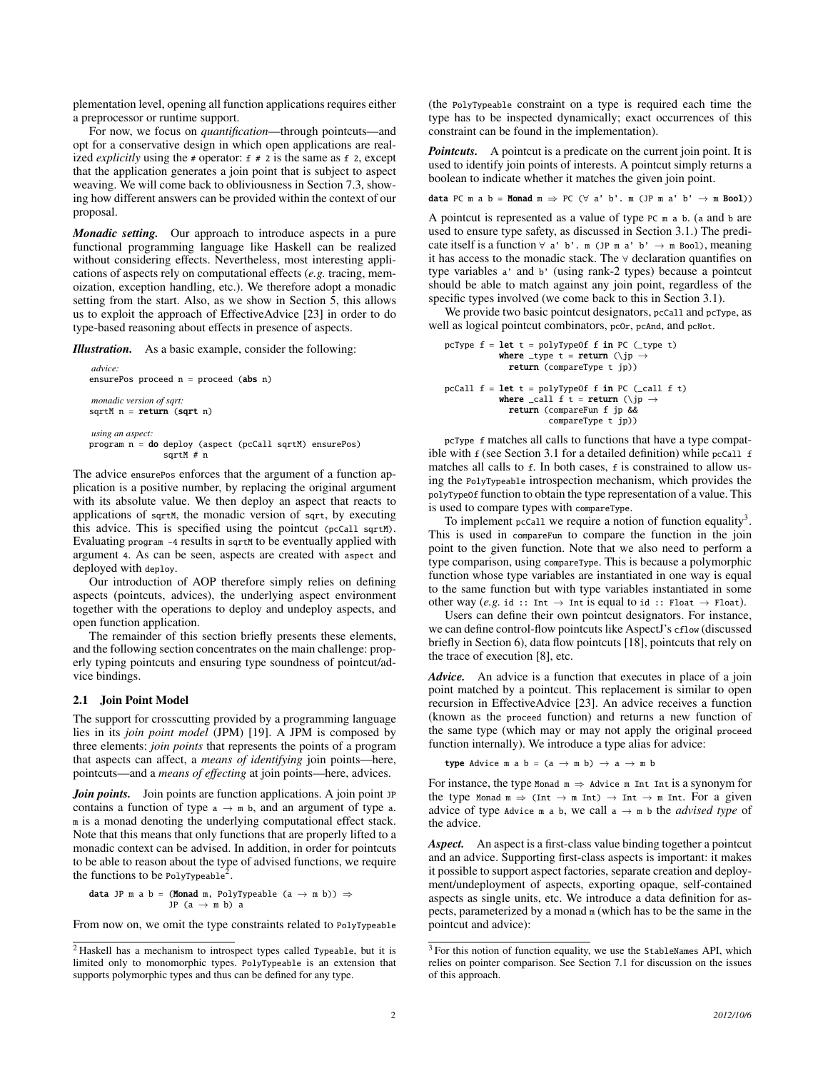plementation level, opening all function applications requires either a preprocessor or runtime support.

For now, we focus on *quantification*—through pointcuts—and opt for a conservative design in which open applications are realized *explicitly* using the `#` operator: `f # 2` is the same as `f 2`, except that the application generates a join point that is subject to aspect weaving. We will come back to obliviousness in Section 7.3, showing how different answers can be provided within the context of our proposal.

***Monadic setting.*** Our approach to introduce aspects in a pure functional programming language like Haskell can be realized without considering effects. Nevertheless, most interesting applications of aspects rely on computational effects (*e.g.* tracing, memoization, exception handling, etc.). We therefore adopt a monadic setting from the start. Also, as we show in Section 5, this allows us to exploit the approach of EffectiveAdvice [23] in order to do type-based reasoning about effects in presence of aspects.

***Illustration.*** As a basic example, consider the following:

```
 advice:
ensurePos proceed n = proceed (abs n)

 monadic version of sqrt:
sqrtM n = return (sqrt n)

 using an aspect:
program n = do deploy (aspect (pcCall sqrtM) ensurePos)
               sqrtM # n
```

The advice `ensurePos` enforces that the argument of a function application is a positive number, by replacing the original argument with its absolute value. We then deploy an aspect that reacts to applications of `sqrtM`, the monadic version of `sqrt`, by executing this advice. This is specified using the pointcut `(pcCall sqrtM)`. Evaluating `program -4` results in `sqrtM` to be eventually applied with argument `4`. As can be seen, aspects are created with `aspect` and deployed with `deploy`.

Our introduction of AOP therefore simply relies on defining aspects (pointcuts, advices), the underlying aspect environment together with the operations to deploy and undeploy aspects, and open function application.

The remainder of this section briefly presents these elements, and the following section concentrates on the main challenge: properly typing pointcuts and ensuring type soundness of pointcut/advice bindings.

### 2.1 Join Point Model

The support for crosscutting provided by a programming language lies in its *join point model* (JPM) [19]. A JPM is composed by three elements: *join points* that represents the points of a program that aspects can affect, a *means of identifying* join points—here, pointcuts—and a *means of effecting* at join points—here, advices.

***Join points.*** Join points are function applications. A join point `JP` contains a function of type `a → m b`, and an argument of type `a`. `m` is a monad denoting the underlying computational effect stack. Note that this means that only functions that are properly lifted to a monadic context can be advised. In addition, in order for pointcuts to be able to reason about the type of advised functions, we require the functions to be `PolyTypeable`[2].

```
data JP m a b = (Monad m, PolyTypeable (a → m b)) ⇒
                JP (a → m b) a
```

From now on, we omit the type constraints related to `PolyTypeable` (the `PolyTypeable` constraint on a type is required each time the type has to be inspected dynamically; exact occurrences of this constraint can be found in the implementation).

***Pointcuts.*** A pointcut is a predicate on the current join point. It is used to identify join points of interests. A pointcut simply returns a boolean to indicate whether it matches the given join point.

```
data PC m a b = Monad m ⇒ PC (∀ a' b'. m (JP m a' b' → m Bool))
```

A pointcut is represented as a value of type `PC m a b`. (`a` and `b` are used to ensure type safety, as discussed in Section 3.1.) The predicate itself is a function `∀ a' b'. m (JP m a' b' → m Bool)`, meaning it has access to the monadic stack. The ∀ declaration quantifies on type variables `a'` and `b'` (using rank-2 types) because a pointcut should be able to match against any join point, regardless of the specific types involved (we come back to this in Section 3.1).

We provide two basic pointcut designators, `pcCall` and `pcType`, as well as logical pointcut combinators, `pcOr`, `pcAnd`, and `pcNot`.

```
pcType f = let t = polyTypeOf f in PC (_type t)
           where _type t = return (\jp →
             return (compareType t jp))

pcCall f = let t = polyTypeOf f in PC (_call f t)
           where _call f t = return (\jp →
             return (compareFun f jp &&
                     compareType t jp))
```

`pcType f` matches all calls to functions that have a type compatible with `f` (see Section 3.1 for a detailed definition) while `pcCall f` matches all calls to `f`. In both cases, `f` is constrained to allow using the `PolyTypeable` introspection mechanism, which provides the `polyTypeOf` function to obtain the type representation of a value. This is used to compare types with `compareType`.

To implement `pcCall` we require a notion of function equality[3]. This is used in `compareFun` to compare the function in the join point to the given function. Note that we also need to perform a type comparison, using `compareType`. This is because a polymorphic function whose type variables are instantiated in one way is equal to the same function but with type variables instantiated in some other way (*e.g.* `id :: Int → Int` is equal to `id :: Float → Float`).

Users can define their own pointcut designators. For instance, we can define control-flow pointcuts like AspectJ's `cflow` (discussed briefly in Section 6), data flow pointcuts [18], pointcuts that rely on the trace of execution [8], etc.

***Advice.*** An advice is a function that executes in place of a join point matched by a pointcut. This replacement is similar to open recursion in EffectiveAdvice [23]. An advice receives a function (known as the `proceed` function) and returns a new function of the same type (which may or may not apply the original `proceed` function internally). We introduce a type alias for advice:

```
type Advice m a b = (a → m b) → a → m b
```

For instance, the type `Monad m ⇒ Advice m Int Int` is a synonym for the type `Monad m ⇒ (Int → m Int) → Int → m Int`. For a given advice of type `Advice m a b`, we call `a → m b` the *advised type* of the advice.

***Aspect.*** An aspect is a first-class value binding together a pointcut and an advice. Supporting first-class aspects is important: it makes it possible to support aspect factories, separate creation and deployment/undeployment of aspects, exporting opaque, self-contained aspects as single units, etc. We introduce a data definition for aspects, parameterized by a monad `m` (which has to be the same in the pointcut and advice):

---

[2] Haskell has a mechanism to introspect types called `Typeable`, but it is limited only to monomorphic types. `PolyTypeable` is an extension that supports polymorphic types and thus can be defined for any type.

[3] For this notion of function equality, we use the `StableNames` API, which relies on pointer comparison. See Section 7.1 for discussion on the issues of this approach.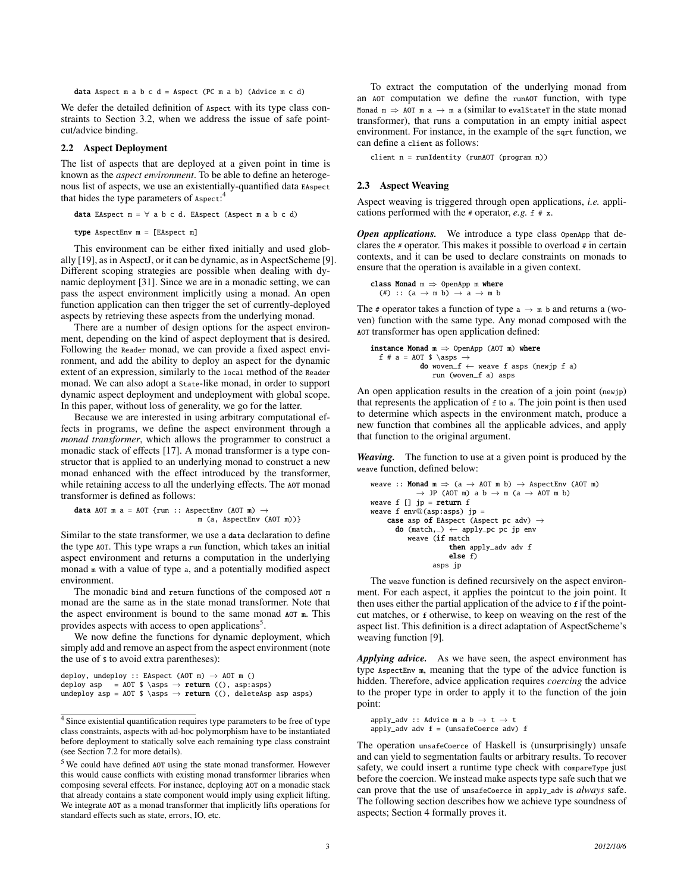```
data Aspect m a b c d = Aspect (PC m a b) (Advice m c d)
```

We defer the detailed definition of `Aspect` with its type class constraints to Section 3.2, when we address the issue of safe pointcut/advice binding.

### 2.2 Aspect Deployment

The list of aspects that are deployed at a given point in time is known as the *aspect environment*. To be able to define an heterogenous list of aspects, we use an existentially-quantified data `EAspect` that hides the type parameters of `Aspect`:[4]

```
data EAspect m = ∀ a b c d. EAspect (Aspect m a b c d)

type AspectEnv m = [EAspect m]
```

This environment can be either fixed initially and used globally [19], as in AspectJ, or it can be dynamic, as in AspectScheme [9]. Different scoping strategies are possible when dealing with dynamic deployment [31]. Since we are in a monadic setting, we can pass the aspect environment implicitly using a monad. An open function application can then trigger the set of currently-deployed aspects by retrieving these aspects from the underlying monad.

There are a number of design options for the aspect environment, depending on the kind of aspect deployment that is desired. Following the `Reader` monad, we can provide a fixed aspect environment, and add the ability to deploy an aspect for the dynamic extent of an expression, similarly to the `local` method of the `Reader` monad. We can also adopt a `State`-like monad, in order to support dynamic aspect deployment and undeployment with global scope. In this paper, without loss of generality, we go for the latter.

Because we are interested in using arbitrary computational effects in programs, we define the aspect environment through a *monad transformer*, which allows the programmer to construct a monadic stack of effects [17]. A monad transformer is a type constructor that is applied to an underlying monad to construct a new monad enhanced with the effect introduced by the transformer, while retaining access to all the underlying effects. The `AOT` monad transformer is defined as follows:

```
data AOT m a = AOT {run :: AspectEnv (AOT m) →
                              m (a, AspectEnv (AOT m))}
```

Similar to the state transformer, we use a **data** declaration to define the type `AOT`. This type wraps a `run` function, which takes an initial aspect environment and returns a computation in the underlying monad `m` with a value of type `a`, and a potentially modified aspect environment.

The monadic `bind` and `return` functions of the composed `AOT m` monad are the same as in the state monad transformer. Note that the aspect environment is bound to the same monad `AOT m`. This provides aspects with access to open applications[5].

We now define the functions for dynamic deployment, which simply add and remove an aspect from the aspect environment (note the use of `$` to avoid extra parentheses):

```
deploy, undeploy :: EAspect (AOT m) → AOT m ()
deploy asp   = AOT $ \asps → return ((), asp:asps)
undeploy asp = AOT $ \asps → return ((), deleteAsp asp asps)
```

[4] Since existential quantification requires type parameters to be free of type class constraints, aspects with ad-hoc polymorphism have to be instantiated before deployment to statically solve each remaining type class constraint (see Section 7.2 for more details).

[5] We could have defined `AOT` using the state monad transformer. However this would cause conflicts with existing monad transformer libraries when composing several effects. For instance, deploying `AOT` on a monadic stack that already contains a state component would imply using explicit lifting. We integrate `AOT` as a monad transformer that implicitly lifts operations for standard effects such as state, errors, IO, etc.

To extract the computation of the underlying monad from an `AOT` computation we define the `runAOT` function, with type `Monad m ⇒ AOT m a → m a` (similar to `evalStateT` in the state monad transformer), that runs a computation in an empty initial aspect environment. For instance, in the example of the `sqrt` function, we can define a `client` as follows:

```
client n = runIdentity (runAOT (program n))
```

### 2.3 Aspect Weaving

Aspect weaving is triggered through open applications, *i.e.* applications performed with the `#` operator, *e.g.* `f # x`.

***Open applications.*** We introduce a type class `OpenApp` that declares the `#` operator. This makes it possible to overload `#` in certain contexts, and it can be used to declare constraints on monads to ensure that the operation is available in a given context.

```
class Monad m ⇒ OpenApp m where
  (#) :: (a → m b) → a → m b
```

The `#` operator takes a function of type `a → m b` and returns a (woven) function with the same type. Any monad composed with the `AOT` transformer has open application defined:

```
instance Monad m ⇒ OpenApp (AOT m) where
  f # a = AOT $ \asps →
            do woven_f ← weave f asps (newjp f a)
               run (woven_f a) asps
```

An open application results in the creation of a join point (`newjp`) that represents the application of `f` to `a`. The join point is then used to determine which aspects in the environment match, produce a new function that combines all the applicable advices, and apply that function to the original argument.

***Weaving.*** The function to use at a given point is produced by the `weave` function, defined below:

```
weave :: Monad m ⇒ (a → AOT m b) → AspectEnv (AOT m)
         → JP (AOT m) a b → m (a → AOT m b)
weave f [] jp = return f
weave f env@(asp:asps) jp =
    case asp of EAspect (Aspect pc adv) →
      do (match,_) ← apply_pc pc jp env
         weave (if match
                  then apply_adv adv f
                  else f)
               asps jp
```

The `weave` function is defined recursively on the aspect environment. For each aspect, it applies the pointcut to the join point. It then uses either the partial application of the advice to `f` if the pointcut matches, or `f` otherwise, to keep on weaving on the rest of the aspect list. This definition is a direct adaptation of AspectScheme's weaving function [9].

***Applying advice.*** As we have seen, the aspect environment has type `AspectEnv m`, meaning that the type of the advice function is hidden. Therefore, advice application requires *coercing* the advice to the proper type in order to apply it to the function of the join point:

```
apply_adv :: Advice m a b → t → t
apply_adv adv f = (unsafeCoerce adv) f
```

The operation `unsafeCoerce` of Haskell is (unsurprisingly) unsafe and can yield to segmentation faults or arbitrary results. To recover safety, we could insert a runtime type check with `compareType` just before the coercion. We instead make aspects type safe such that we can prove that the use of `unsafeCoerce` in `apply_adv` is *always* safe. The following section describes how we achieve type soundness of aspects; Section 4 formally proves it.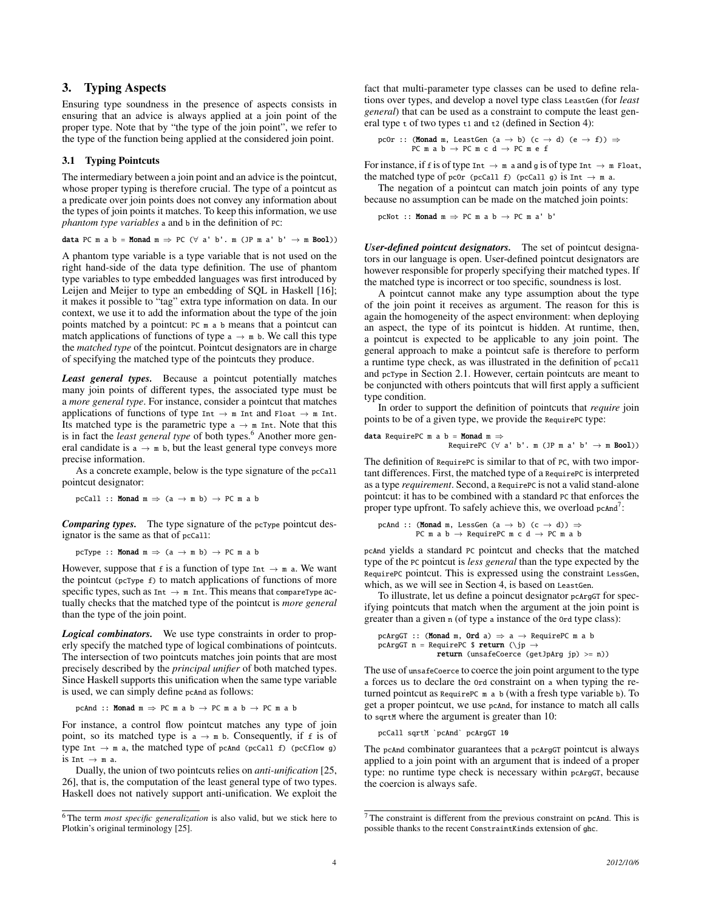## 3. Typing Aspects

Ensuring type soundness in the presence of aspects consists in ensuring that an advice is always applied at a join point of the proper type. Note that by "the type of the join point", we refer to the type of the function being applied at the considered join point.

### 3.1 Typing Pointcuts

The intermediary between a join point and an advice is the pointcut, whose proper typing is therefore crucial. The type of a pointcut as a predicate over join points does not convey any information about the types of join points it matches. To keep this information, we use *phantom type variables* a and b in the definition of PC:

```
data PC m a b = Monad m ⇒ PC (∀ a' b'. m (JP m a' b' → m Bool))
```

A phantom type variable is a type variable that is not used on the right hand-side of the data type definition. The use of phantom type variables to type embedded languages was first introduced by Leijen and Meijer to type an embedding of SQL in Haskell [16]; it makes it possible to "tag" extra type information on data. In our context, we use it to add the information about the type of the join points matched by a pointcut: PC m a b means that a pointcut can match applications of functions of type a → m b. We call this type the *matched type* of the pointcut. Pointcut designators are in charge of specifying the matched type of the pointcuts they produce.

***Least general types.*** Because a pointcut potentially matches many join points of different types, the associated type must be a *more general type*. For instance, consider a pointcut that matches applications of functions of type Int → m Int and Float → m Int. Its matched type is the parametric type a → m Int. Note that this is in fact the *least general type* of both types.[6] Another more general candidate is a → m b, but the least general type conveys more precise information.

As a concrete example, below is the type signature of the pcCall pointcut designator:

```
pcCall :: Monad m ⇒ (a → m b) → PC m a b
```

***Comparing types.*** The type signature of the pcType pointcut designator is the same as that of pcCall:

```
pcType :: Monad m ⇒ (a → m b) → PC m a b
```

However, suppose that f is a function of type Int → m a. We want the pointcut (pcType f) to match applications of functions of more specific types, such as Int → m Int. This means that compareType actually checks that the matched type of the pointcut is *more general* than the type of the join point.

***Logical combinators.*** We use type constraints in order to properly specify the matched type of logical combinations of pointcuts. The intersection of two pointcuts matches join points that are most precisely described by the *principal unifier* of both matched types. Since Haskell supports this unification when the same type variable is used, we can simply define pcAnd as follows:

```
pcAnd :: Monad m ⇒ PC m a b → PC m a b → PC m a b
```

For instance, a control flow pointcut matches any type of join point, so its matched type is a → m b. Consequently, if f is of type Int → m a, the matched type of pcAnd (pcCall f) (pcCflow g) is Int → m a.

Dually, the union of two pointcuts relies on *anti-unification* [25, 26], that is, the computation of the least general type of two types. Haskell does not natively support anti-unification. We exploit the fact that multi-parameter type classes can be used to define relations over types, and develop a novel type class LeastGen (for *least general*) that can be used as a constraint to compute the least general type t of two types t1 and t2 (defined in Section 4):

```
pcOr :: (Monad m, LeastGen (a → b) (c → d) (e → f)) ⇒
        PC m a b → PC m c d → PC m e f
```

For instance, if f is of type Int → m a and g is of type Int → m Float, the matched type of pcOr (pcCall f) (pcCall g) is Int → m a.

The negation of a pointcut can match join points of any type because no assumption can be made on the matched join points:

```
pcNot :: Monad m ⇒ PC m a b → PC m a' b'
```

***User-defined pointcut designators.*** The set of pointcut designators in our language is open. User-defined pointcut designators are however responsible for properly specifying their matched types. If the matched type is incorrect or too specific, soundness is lost.

A pointcut cannot make any type assumption about the type of the join point it receives as argument. The reason for this is again the homogeneity of the aspect environment: when deploying an aspect, the type of its pointcut is hidden. At runtime, then, a pointcut is expected to be applicable to any join point. The general approach to make a pointcut safe is therefore to perform a runtime type check, as was illustrated in the definition of pcCall and pcType in Section 2.1. However, certain pointcuts are meant to be conjuncted with others pointcuts that will first apply a sufficient type condition.

In order to support the definition of pointcuts that *require* join points to be of a given type, we provide the RequirePC type:

```
data RequirePC m a b = Monad m ⇒
                       RequirePC (∀ a' b'. m (JP m a' b' → m Bool))
```

The definition of RequirePC is similar to that of PC, with two important differences. First, the matched type of a RequirePC is interpreted as a type *requirement*. Second, a RequirePC is not a valid stand-alone pointcut: it has to be combined with a standard PC that enforces the proper type upfront. To safely achieve this, we overload pcAnd[7]:

```
pcAnd :: (Monad m, LessGen (a → b) (c → d)) ⇒
         PC m a b → RequirePC m c d → PC m a b
```

pcAnd yields a standard PC pointcut and checks that the matched type of the PC pointcut is *less general* than the type expected by the RequirePC pointcut. This is expressed using the constraint LessGen, which, as we will see in Section 4, is based on LeastGen.

To illustrate, let us define a poincut designator pcArgGT for specifying pointcuts that match when the argument at the join point is greater than a given n (of type a instance of the Ord type class):

```
pcArgGT :: (Monad m, Ord a) ⇒ a → RequirePC m a b
pcArgGT n = RequirePC $ return (\jp →
              return (unsafeCoerce (getJpArg jp) >= n))
```

The use of unsafeCoerce to coerce the join point argument to the type a forces us to declare the Ord constraint on a when typing the returned pointcut as RequirePC m a b (with a fresh type variable b). To get a proper pointcut, we use pcAnd, for instance to match all calls to sqrtM where the argument is greater than 10:

```
pcCall sqrtM `pcAnd` pcArgGT 10
```

The pcAnd combinator guarantees that a pcArgGT pointcut is always applied to a join point with an argument that is indeed of a proper type: no runtime type check is necessary within pcArgGT, because the coercion is always safe.

---

[6] The term *most specific generalization* is also valid, but we stick here to Plotkin's original terminology [25].

[7] The constraint is different from the previous constraint on pcAnd. This is possible thanks to the recent ConstraintKinds extension of ghc.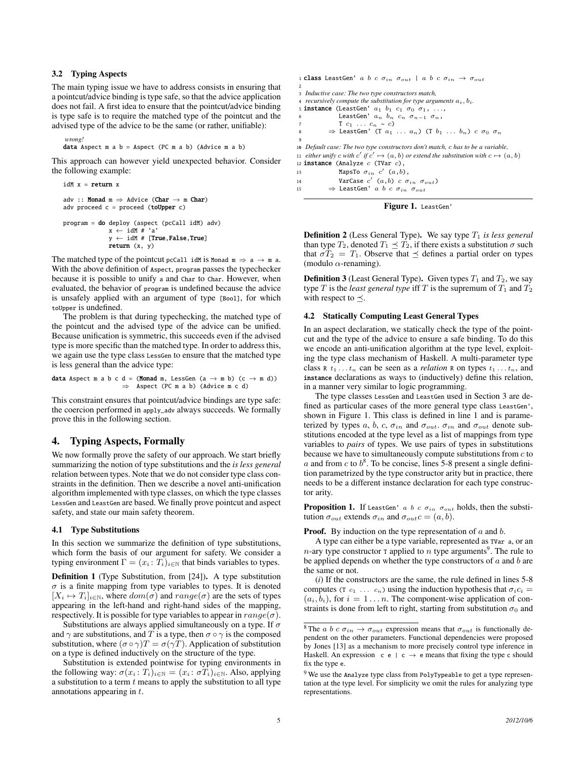### 3.2 Typing Aspects

The main typing issue we have to address consists in ensuring that a pointcut/advice binding is type safe, so that the advice application does not fail. A first idea to ensure that the pointcut/advice binding is type safe is to require the matched type of the pointcut and the advised type of the advice to be the same (or rather, unifiable):

```
wrong!
data Aspect m a b = Aspect (PC m a b) (Advice m a b)
```

This approach can however yield unexpected behavior. Consider the following example:

```
idM x = return x

adv :: Monad m ⇒ Advice (Char → m Char)
adv proceed c = proceed (toUpper c)

program = do deploy (aspect (pcCall idM) adv)
             x ← idM # 'a'
             y ← idM # [True,False,True]
             return (x, y)
```

The matched type of the pointcut `pcCall idM` is `Monad m ⇒ a → m a`. With the above definition of `Aspect`, `program` passes the typechecker because it is possible to unify `a` and `Char` to `Char`. However, when evaluated, the behavior of `program` is undefined because the advice is unsafely applied with an argument of type `[Bool]`, for which `toUpper` is undefined.

The problem is that during typechecking, the matched type of the pointcut and the advised type of the advice can be unified. Because unification is symmetric, this succeeds even if the advised type is more specific than the matched type. In order to address this, we again use the type class `LessGen` to ensure that the matched type is less general than the advice type:

```
data Aspect m a b c d = (Monad m, LessGen (a → m b) (c → m d))
                    ⇒  Aspect (PC m a b) (Advice m c d)
```

This constraint ensures that pointcut/advice bindings are type safe: the coercion performed in `apply_adv` always succeeds. We formally prove this in the following section.

## 4. Typing Aspects, Formally

We now formally prove the safety of our approach. We start briefly summarizing the notion of type substitutions and the *is less general* relation between types. Note that we do not consider type class constraints in the definition. Then we describe a novel anti-unification algorithm implemented with type classes, on which the type classes `LessGen` and `LeastGen` are based. We finally prove pointcut and aspect safety, and state our main safety theorem.

### 4.1 Type Substitutions

In this section we summarize the definition of type substitutions, which form the basis of our argument for safety. We consider a typing environment $\Gamma = (x_i : T_i)_{i \in \mathbb{N}}$ that binds variables to types.

**Definition 1** (Type Substitution, from [24])**.** A type substitution $\sigma$ is a finite mapping from type variables to types. It is denoted $[X_i \mapsto T_i]_{i \in \mathbb{N}}$, where $dom(\sigma)$ and $range(\sigma)$ are the sets of types appearing in the left-hand and right-hand sides of the mapping, respectively. It is possible for type variables to appear in $range(\sigma)$.

Substitutions are always applied simultaneously on a type. If $\sigma$ and $\gamma$ are substitutions, and $T$ is a type, then $\sigma \circ \gamma$ is the composed substitution, where $(\sigma \circ \gamma)T = \sigma(\gamma T)$. Application of substitution on a type is defined inductively on the structure of the type.

Substitution is extended pointwise for typing environments in the following way: $\sigma(x_i : T_i)_{i \in \mathbb{N}} = (x_i : \sigma T_i)_{i \in \mathbb{N}}$. Also, applying a substitution to a term $t$ means to apply the substitution to all type annotations appearing in $t$.

```
1  class LeastGen' a b c σin σout | a b c σin → σout
2
3  Inductive case: The two type constructors match,
4  recursively compute the substitution for type arguments ai, bi.
5  instance (LeastGen' a1 b1 c1 σ0 σ1, ...,
6            LeastGen' an bn cn σn−1 σn,
7            T c1 ... cn ~ c)
8         ⇒ LeastGen' (T a1 ... an) (T b1 ... bn) c σ0 σn
9
10 Default case: The two type constructors don't match, c has to be a variable,
11 either unify c with c' if c' ↦ (a,b) or extend the substitution with c ↦ (a,b)
12 instance (Analyze c (TVar c),
13           MapsTo σin c' (a,b),
14           VarCase c' (a,b) c σin σout)
15        ⇒ LeastGen' a b c σin σout
```

**Figure 1.** `LeastGen'`

**Definition 2** (Less General Type)**.** We say type $T_1$ *is less general* than type $T_2$, denoted $T_1 \preceq T_2$, if there exists a substitution $\sigma$ such that $\sigma T_2 = T_1$. Observe that $\preceq$ defines a partial order on types (modulo $\alpha$-renaming).

**Definition 3** (Least General Type)**.** Given types $T_1$ and $T_2$, we say type $T$ is the *least general type* iff $T$ is the supremum of $T_1$ and $T_2$ with respect to $\preceq$.

### 4.2 Statically Computing Least General Types

In an aspect declaration, we statically check the type of the pointcut and the type of the advice to ensure a safe binding. To do this we encode an anti-unification algorithm at the type level, exploiting the type class mechanism of Haskell. A multi-parameter type class `R` $t_1 \ldots t_n$ can be seen as a *relation* `R` on types $t_1 \ldots t_n$, and `instance` declarations as ways to (inductively) define this relation, in a manner very similar to logic programming.

The type classes `LessGen` and `LeastGen` used in Section 3 are defined as particular cases of the more general type class `LeastGen'`, shown in Figure 1. This class is defined in line 1 and is parameterized by types $a$, $b$, $c$, $\sigma_{in}$ and $\sigma_{out}$. $\sigma_{in}$ and $\sigma_{out}$ denote substitutions encoded at the type level as a list of mappings from type variables to *pairs* of types. We use pairs of types in substitutions because we have to simultaneously compute substitutions from $c$ to $a$ and from $c$ to $b$[8]. To be concise, lines 5-8 present a single definition parametrized by the type constructor arity but in practice, there needs to be a different instance declaration for each type constructor arity.

**Proposition 1.** If `LeastGen'` $a\ b\ c\ \sigma_{in}\ \sigma_{out}$ holds, then the substitution $\sigma_{out}$ extends $\sigma_{in}$ and $\sigma_{out} c = (a, b)$.

**Proof.** By induction on the type representation of $a$ and $b$.

A type can either be a type variable, represented as `TVar a`, or an $n$-ary type constructor `T` applied to $n$ type arguments[9]. The rule to be applied depends on whether the type constructors of $a$ and $b$ are the same or not.

(*i*) If the constructors are the same, the rule defined in lines 5-8 computes (`T` $c_1 \ldots c_n$) using the induction hypothesis that $\sigma_i c_i = (a_i, b_i)$, for $i = 1 \ldots n$. The component-wise application of constraints is done from left to right, starting from substitution $\sigma_0$ and

[8] The $a\ b\ c\ \sigma_{in} \rightarrow \sigma_{out}$ expression means that $\sigma_{out}$ is functionally dependent on the other parameters. Functional dependencies were proposed by Jones [13] as a mechanism to more precisely control type inference in Haskell. An expression `c e | c → e` means that fixing the type `c` should fix the type `e`.

[9] We use the `Analyze` type class from `PolyTypeable` to get a type representation at the type level. For simplicity we omit the rules for analyzing type representations.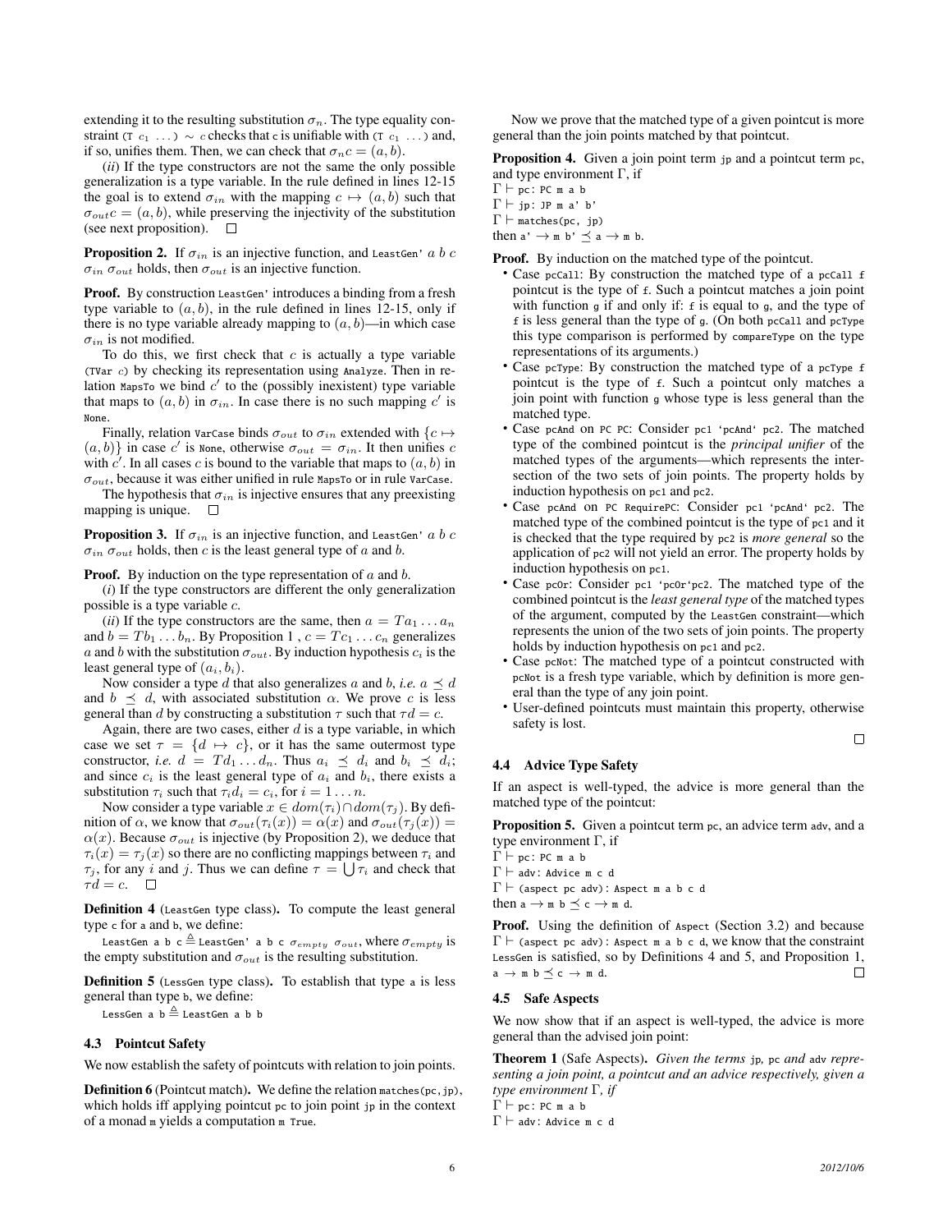extending it to the resulting substitution $\sigma_n$. The type equality constraint (`T` $c_1$ ...) $\sim$ `c` checks that `c` is unifiable with (`T` $c_1$ ...) and, if so, unifies them. Then, we can check that $\sigma_n c = (a, b)$.

(*ii*) If the type constructors are not the same the only possible generalization is a type variable. In the rule defined in lines 12-15 the goal is to extend $\sigma_{in}$ with the mapping $c \mapsto (a, b)$ such that $\sigma_{out} c = (a, b)$, while preserving the injectivity of the substitution (see next proposition). □

**Proposition 2.** If $\sigma_{in}$ is an injective function, and `LeastGen'` $a\ b\ c\ \sigma_{in}\ \sigma_{out}$ holds, then $\sigma_{out}$ is an injective function.

**Proof.** By construction `LeastGen'` introduces a binding from a fresh type variable to $(a, b)$, in the rule defined in lines 12-15, only if there is no type variable already mapping to $(a, b)$—in which case $\sigma_{in}$ is not modified.

To do this, we first check that $c$ is actually a type variable (`TVar c`) by checking its representation using `Analyze`. Then in relation `MapsTo` we bind $c'$ to the (possibly inexistent) type variable that maps to $(a, b)$ in $\sigma_{in}$. In case there is no such mapping $c'$ is `None`.

Finally, relation `VarCase` binds $\sigma_{out}$ to $\sigma_{in}$ extended with $\{c \mapsto (a, b)\}$ in case $c'$ is `None`, otherwise $\sigma_{out} = \sigma_{in}$. It then unifies $c$ with $c'$. In all cases $c$ is bound to the variable that maps to $(a, b)$ in $\sigma_{out}$, because it was either unified in rule `MapsTo` or in rule `VarCase`.

The hypothesis that $\sigma_{in}$ is injective ensures that any preexisting mapping is unique. □

**Proposition 3.** If $\sigma_{in}$ is an injective function, and `LeastGen'` $a\ b\ c\ \sigma_{in}\ \sigma_{out}$ holds, then $c$ is the least general type of $a$ and $b$.

**Proof.** By induction on the type representation of $a$ and $b$.

(*i*) If the type constructors are different the only generalization possible is a type variable $c$.

(*ii*) If the type constructors are the same, then $a = Ta_1 \ldots a_n$ and $b = Tb_1 \ldots b_n$. By Proposition 1 , $c = Tc_1 \ldots c_n$ generalizes $a$ and $b$ with the substitution $\sigma_{out}$. By induction hypothesis $c_i$ is the least general type of $(a_i, b_i)$.

Now consider a type $d$ that also generalizes $a$ and $b$, *i.e.* $a \preceq d$ and $b \preceq d$, with associated substitution $\alpha$. We prove $c$ is less general than $d$ by constructing a substitution $\tau$ such that $\tau d = c$.

Again, there are two cases, either $d$ is a type variable, in which case we set $\tau = \{d \mapsto c\}$, or it has the same outermost type constructor, *i.e.* $d = Td_1 \ldots d_n$. Thus $a_i \preceq d_i$ and $b_i \preceq d_i$; and since $c_i$ is the least general type of $a_i$ and $b_i$, there exists a substitution $\tau_i$ such that $\tau_i d_i = c_i$, for $i = 1 \ldots n$.

Now consider a type variable $x \in dom(\tau_i) \cap dom(\tau_j)$. By definition of $\alpha$, we know that $\sigma_{out}(\tau_i(x)) = \alpha(x)$ and $\sigma_{out}(\tau_j(x)) = \alpha(x)$. Because $\sigma_{out}$ is injective (by Proposition 2), we deduce that $\tau_i(x) = \tau_j(x)$ so there are no conflicting mappings between $\tau_i$ and $\tau_j$, for any $i$ and $j$. Thus we can define $\tau = \bigcup \tau_i$ and check that $\tau d = c$. □

**Definition 4** (`LeastGen` type class)**.** To compute the least general type `c` for `a` and `b`, we define:

`LeastGen a b c` $\triangleq$ `LeastGen' a b c` $\sigma_{empty}\ \sigma_{out}$, where $\sigma_{empty}$ is the empty substitution and $\sigma_{out}$ is the resulting substitution.

**Definition 5** (`LessGen` type class)**.** To establish that type `a` is less general than type `b`, we define:

`LessGen a b` $\triangleq$ `LeastGen a b b`

### 4.3 Pointcut Safety

We now establish the safety of pointcuts with relation to join points.

**Definition 6** (Pointcut match)**.** We define the relation `matches(pc,jp)`, which holds iff applying pointcut `pc` to join point `jp` in the context of a monad `m` yields a computation `m True`.

Now we prove that the matched type of a given pointcut is more general than the join points matched by that pointcut.

**Proposition 4.** Given a join point term `jp` and a pointcut term `pc`, and type environment $\Gamma$, if

$\Gamma \vdash$ `pc: PC m a b`
$\Gamma \vdash$ `jp: JP m a' b'`
$\Gamma \vdash$ `matches(pc, jp)`

then `a'` $\rightarrow$ `m b'` $\preceq$ `a` $\rightarrow$ `m b`.

**Proof.** By induction on the matched type of the pointcut.

- Case `pcCall`: By construction the matched type of a `pcCall f` pointcut is the type of `f`. Such a pointcut matches a join point with function `g` if and only if: `f` is equal to `g`, and the type of `f` is less general than the type of `g`. (On both `pcCall` and `pcType` this type comparison is performed by `compareType` on the type representations of its arguments.)
- Case `pcType`: By construction the matched type of a `pcType f` pointcut is the type of `f`. Such a pointcut only matches a join point with function `g` whose type is less general than the matched type.
- Case `pcAnd` on `PC PC`: Consider `pc1 ‘pcAnd‘ pc2`. The matched type of the combined pointcut is the *principal unifier* of the matched types of the arguments—which represents the intersection of the two sets of join points. The property holds by induction hypothesis on `pc1` and `pc2`.
- Case `pcAnd` on `PC RequirePC`: Consider `pc1 ‘pcAnd‘ pc2`. The matched type of the combined pointcut is the type of `pc1` and it is checked that the type required by `pc2` is *more general* so the application of `pc2` will not yield an error. The property holds by induction hypothesis on `pc1`.
- Case `pcOr`: Consider `pc1 ‘pcOr‘pc2`. The matched type of the combined pointcut is the *least general type* of the matched types of the argument, computed by the `LeastGen` constraint—which represents the union of the two sets of join points. The property holds by induction hypothesis on `pc1` and `pc2`.
- Case `pcNot`: The matched type of a pointcut constructed with `pcNot` is a fresh type variable, which by definition is more general than the type of any join point.
- User-defined pointcuts must maintain this property, otherwise safety is lost.

□

### 4.4 Advice Type Safety

If an aspect is well-typed, the advice is more general than the matched type of the pointcut:

**Proposition 5.** Given a pointcut term `pc`, an advice term `adv`, and a type environment $\Gamma$, if

$\Gamma \vdash$ `pc: PC m a b`
$\Gamma \vdash$ `adv: Advice m c d`
$\Gamma \vdash$ `(aspect pc adv): Aspect m a b c d`

then `a` $\rightarrow$ `m b` $\preceq$ `c` $\rightarrow$ `m d`.

**Proof.** Using the definition of `Aspect` (Section 3.2) and because $\Gamma \vdash$ `(aspect pc adv): Aspect m a b c d`, we know that the constraint `LessGen` is satisfied, so by Definitions 4 and 5, and Proposition 1, `a` $\rightarrow$ `m b` $\preceq$ `c` $\rightarrow$ `m d`. □

### 4.5 Safe Aspects

We now show that if an aspect is well-typed, the advice is more general than the advised join point:

**Theorem 1** (Safe Aspects)**.** *Given the terms* `jp`*,* `pc` *and* `adv` *representing a join point, a pointcut and an advice respectively, given a type environment* $\Gamma$*, if*

$\Gamma \vdash$ `pc: PC m a b`
$\Gamma \vdash$ `adv: Advice m c d`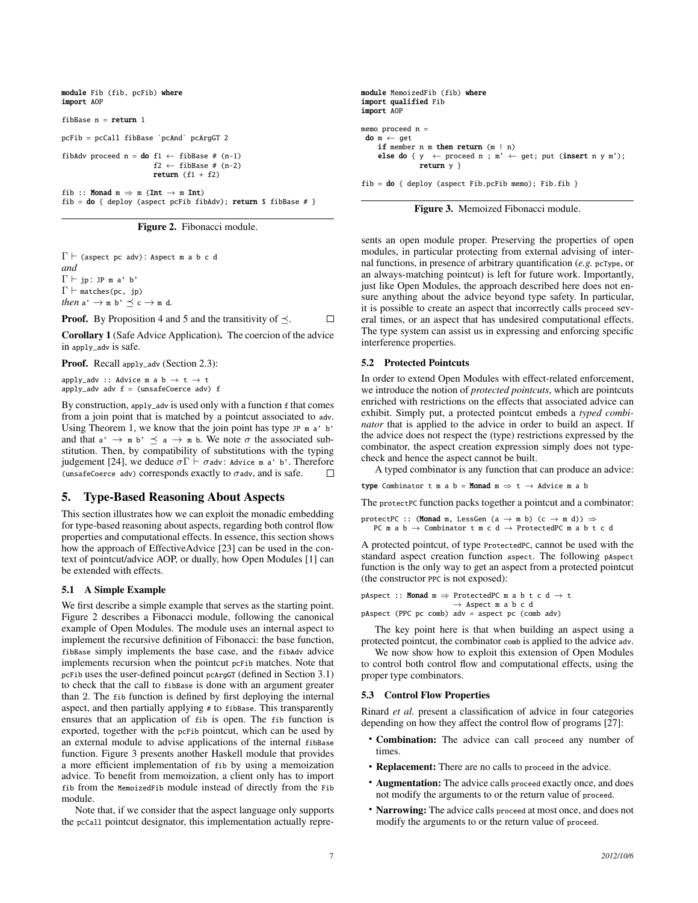```
module Fib (fib, pcFib) where
import AOP

fibBase n = return 1

pcFib = pcCall fibBase `pcAnd` pcArgGT 2

fibAdv proceed n = do f1 ← fibBase # (n-1)
                      f2 ← fibBase # (n-2)
                      return (f1 + f2)

fib :: Monad m ⇒ m (Int → m Int)
fib = do { deploy (aspect pcFib fibAdv); return $ fibBase # }
```

**Figure 2.** Fibonacci module.

$\Gamma \vdash$ `(aspect pc adv)`: `Aspect m a b c d`
*and*
$\Gamma \vdash$ `jp`: `JP m a' b'`
$\Gamma \vdash$ `matches(pc, jp)`
*then* `a'` $\rightarrow$ `m b'` $\preceq$ `c` $\rightarrow$ `m d`.

**Proof.** By Proposition 4 and 5 and the transitivity of $\preceq$. $\square$

**Corollary 1** (Safe Advice Application)**.** The coercion of the advice in `apply_adv` is safe.

**Proof.** Recall `apply_adv` (Section 2.3):

```
apply_adv :: Advice m a b → t → t
apply_adv adv f = (unsafeCoerce adv) f
```

By construction, `apply_adv` is used only with a function `f` that comes from a join point that is matched by a pointcut associated to `adv`. Using Theorem 1, we know that the join point has type `JP m a' b'` and that `a'` $\rightarrow$ `m b'` $\preceq$ `a` $\rightarrow$ `m b`. We note $\sigma$ the associated substitution. Then, by compatibility of substitutions with the typing judgement [24], we deduce $\sigma\Gamma \vdash \sigma$`adv`: `Advice m a' b'`. Therefore `(unsafeCoerce adv)` corresponds exactly to $\sigma$`adv`, and is safe. $\square$

## 5. Type-Based Reasoning About Aspects

This section illustrates how we can exploit the monadic embedding for type-based reasoning about aspects, regarding both control flow properties and computational effects. In essence, this section shows how the approach of EffectiveAdvice [23] can be used in the context of pointcut/advice AOP, or dually, how Open Modules [1] can be extended with effects.

### 5.1 A Simple Example

We first describe a simple example that serves as the starting point. Figure 2 describes a Fibonacci module, following the canonical example of Open Modules. The module uses an internal aspect to implement the recursive definition of Fibonacci: the base function, `fibBase` simply implements the base case, and the `fibAdv` advice implements recursion when the pointcut `pcFib` matches. Note that `pcFib` uses the user-defined poincut `pcArgGT` (defined in Section 3.1) to check that the call to `fibBase` is done with an argument greater than 2. The `fib` function is defined by first deploying the internal aspect, and then partially applying `#` to `fibBase`. This transparently ensures that an application of `fib` is open. The `fib` function is exported, together with the `pcFib` pointcut, which can be used by an external module to advise applications of the internal `fibBase` function. Figure 3 presents another Haskell module that provides a more efficient implementation of `fib` by using a memoization advice. To benefit from memoization, a client only has to import `fib` from the `MemoizedFib` module instead of directly from the `Fib` module.

Note that, if we consider that the aspect language only supports the `pcCall` pointcut designator, this implementation actually represents an open module proper. Preserving the properties of open modules, in particular protecting from external advising of internal functions, in presence of arbitrary quantification (*e.g.* `pcType`, or an always-matching pointcut) is left for future work. Importantly, just like Open Modules, the approach described here does not ensure anything about the advice beyond type safety. In particular, it is possible to create an aspect that incorrectly calls `proceed` several times, or an aspect that has undesired computational effects. The type system can assist us in expressing and enforcing specific interference properties.

```
module MemoizedFib (fib) where
import qualified Fib
import AOP

memo proceed n =
 do m ← get
    if member n m then return (m ! n)
    else do { y  ← proceed n ; m' ← get; put (insert n y m');
              return y }

fib = do { deploy (aspect Fib.pcFib memo); Fib.fib }
```

**Figure 3.** Memoized Fibonacci module.

### 5.2 Protected Pointcuts

In order to extend Open Modules with effect-related enforcement, we introduce the notion of *protected pointcuts*, which are pointcuts enriched with restrictions on the effects that associated advice can exhibit. Simply put, a protected pointcut embeds a *typed combinator* that is applied to the advice in order to build an aspect. If the advice does not respect the (type) restrictions expressed by the combinator, the aspect creation expression simply does not typecheck and hence the aspect cannot be built.

A typed combinator is any function that can produce an advice:

```
type Combinator t m a b = Monad m ⇒ t → Advice m a b
```

The `protectPC` function packs together a pointcut and a combinator:

```
protectPC :: (Monad m, LessGen (a → m b) (c → m d)) ⇒
   PC m a b → Combinator t m c d → ProtectedPC m a b t c d
```

A protected pointcut, of type `ProtectedPC`, cannot be used with the standard aspect creation function `aspect`. The following `pAspect` function is the only way to get an aspect from a protected pointcut (the constructor `PPC` is not exposed):

```
pAspect :: Monad m ⇒ ProtectedPC m a b t c d → t
                   → Aspect m a b c d
pAspect (PPC pc comb) adv = aspect pc (comb adv)
```

The key point here is that when building an aspect using a protected pointcut, the combinator `comb` is applied to the advice `adv`.

We now show how to exploit this extension of Open Modules to control both control flow and computational effects, using the proper type combinators.

### 5.3 Control Flow Properties

Rinard *et al.* present a classification of advice in four categories depending on how they affect the control flow of programs [27]:

- **Combination:** The advice can call `proceed` any number of times.
- **Replacement:** There are no calls to `proceed` in the advice.
- **Augmentation:** The advice calls `proceed` exactly once, and does not modify the arguments to or the return value of `proceed`.
- **Narrowing:** The advice calls `proceed` at most once, and does not modify the arguments to or the return value of `proceed`.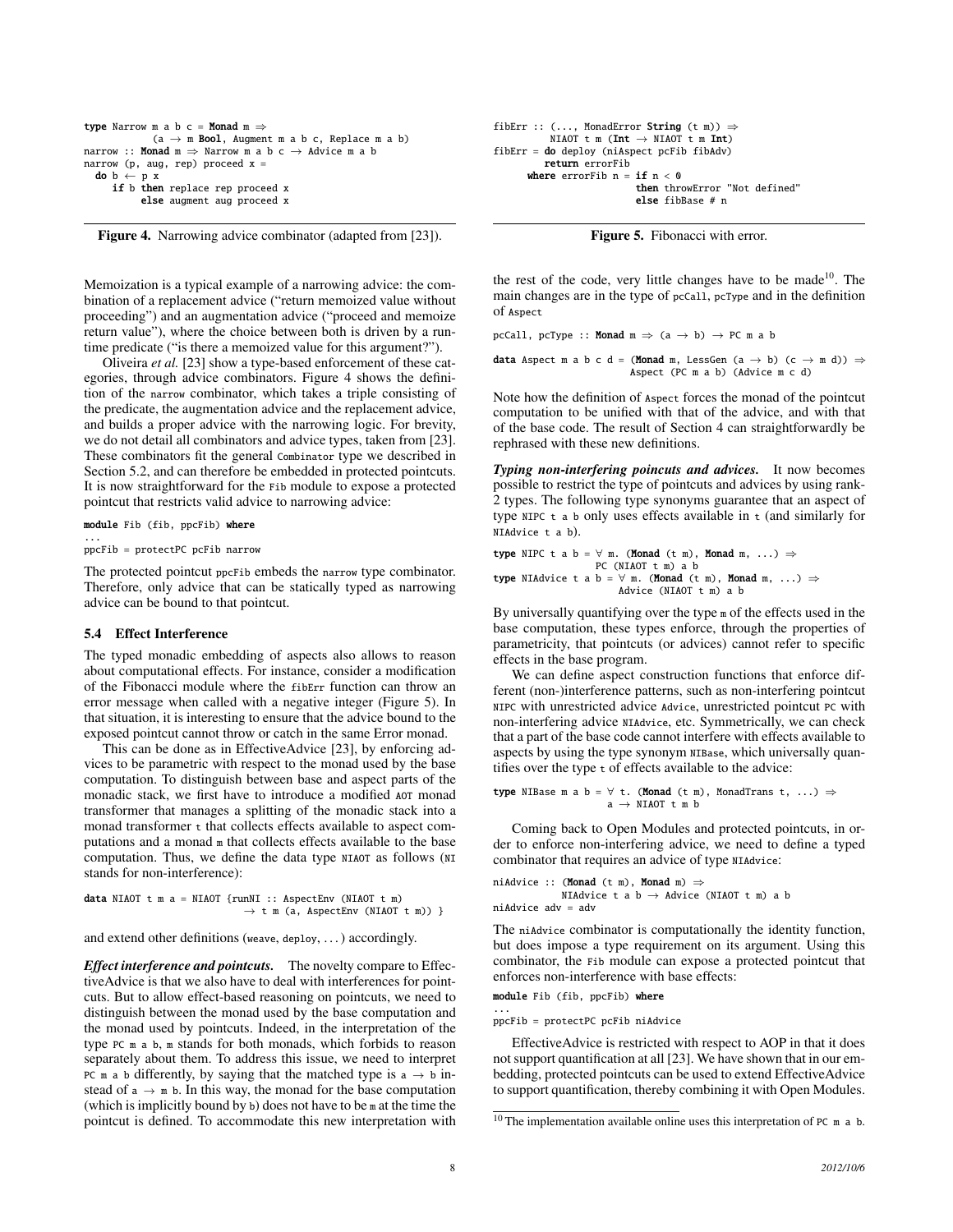```
type Narrow m a b c = Monad m ⇒
            (a → m Bool, Augment m a b c, Replace m a b)
narrow :: Monad m ⇒ Narrow m a b c → Advice m a b
narrow (p, aug, rep) proceed x =
  do b ← p x
     if b then replace rep proceed x
          else augment aug proceed x
```

**Figure 4.** Narrowing advice combinator (adapted from [23]).

Memoization is a typical example of a narrowing advice: the combination of a replacement advice ("return memoized value without proceeding") and an augmentation advice ("proceed and memoize return value"), where the choice between both is driven by a runtime predicate ("is there a memoized value for this argument?").

Oliveira *et al.* [23] show a type-based enforcement of these categories, through advice combinators. Figure 4 shows the definition of the narrow combinator, which takes a triple consisting of the predicate, the augmentation advice and the replacement advice, and builds a proper advice with the narrowing logic. For brevity, we do not detail all combinators and advice types, taken from [23]. These combinators fit the general Combinator type we described in Section 5.2, and can therefore be embedded in protected pointcuts. It is now straightforward for the Fib module to expose a protected pointcut that restricts valid advice to narrowing advice:

```
module Fib (fib, ppcFib) where
...
ppcFib = protectPC pcFib narrow
```

The protected pointcut ppcFib embeds the narrow type combinator. Therefore, only advice that can be statically typed as narrowing advice can be bound to that pointcut.

### 5.4 Effect Interference

The typed monadic embedding of aspects also allows to reason about computational effects. For instance, consider a modification of the Fibonacci module where the fibErr function can throw an error message when called with a negative integer (Figure 5). In that situation, it is interesting to ensure that the advice bound to the exposed pointcut cannot throw or catch in the same Error monad.

This can be done as in EffectiveAdvice [23], by enforcing advices to be parametric with respect to the monad used by the base computation. To distinguish between base and aspect parts of the monadic stack, we first have to introduce a modified AOT monad transformer that manages a splitting of the monadic stack into a monad transformer t that collects effects available to aspect computations and a monad m that collects effects available to the base computation. Thus, we define the data type NIAOT as follows (NI stands for non-interference):

```
data NIAOT t m a = NIAOT {runNI :: AspectEnv (NIAOT t m)
                          → t m (a, AspectEnv (NIAOT t m)) }
```

and extend other definitions (weave, deploy, ...) accordingly.

***Effect interference and pointcuts.*** The novelty compare to EffectiveAdvice is that we also have to deal with interferences for pointcuts. But to allow effect-based reasoning on pointcuts, we need to distinguish between the monad used by the base computation and the monad used by pointcuts. Indeed, in the interpretation of the type PC m a b, m stands for both monads, which forbids to reason separately about them. To address this issue, we need to interpret PC m a b differently, by saying that the matched type is a → b instead of a → m b. In this way, the monad for the base computation (which is implicitly bound by b) does not have to be m at the time the pointcut is defined. To accommodate this new interpretation with

```
fibErr :: (..., MonadError String (t m)) ⇒
          NIAOT t m (Int → NIAOT t m Int)
fibErr = do deploy (niAspect pcFib fibAdv)
            return errorFib
      where errorFib n = if n < 0
                         then throwError "Not defined"
                         else fibBase # n
```

**Figure 5.** Fibonacci with error.

the rest of the code, very little changes have to be made[10]. The main changes are in the type of pcCall, pcType and in the definition of Aspect

```
pcCall, pcType :: Monad m ⇒ (a → b) → PC m a b

data Aspect m a b c d = (Monad m, LessGen (a → b) (c → m d)) ⇒
                        Aspect (PC m a b) (Advice m c d)
```

Note how the definition of Aspect forces the monad of the pointcut computation to be unified with that of the advice, and with that of the base code. The result of Section 4 can straightforwardly be rephrased with these new definitions.

***Typing non-interfering poincuts and advices.*** It now becomes possible to restrict the type of pointcuts and advices by using rank-2 types. The following type synonyms guarantee that an aspect of type NIPC t a b only uses effects available in t (and similarly for NIAdvice t a b).

```
type NIPC t a b = ∀ m. (Monad (t m), Monad m, ...) ⇒
                  PC (NIAOT t m) a b
type NIAdvice t a b = ∀ m. (Monad (t m), Monad m, ...) ⇒
                      Advice (NIAOT t m) a b
```

By universally quantifying over the type m of the effects used in the base computation, these types enforce, through the properties of parametricity, that pointcuts (or advices) cannot refer to specific effects in the base program.

We can define aspect construction functions that enforce different (non-)interference patterns, such as non-interfering pointcut NIPC with unrestricted advice Advice, unrestricted pointcut PC with non-interfering advice NIAdvice, etc. Symmetrically, we can check that a part of the base code cannot interfere with effects available to aspects by using the type synonym NIBase, which universally quantifies over the type t of effects available to the advice:

```
type NIBase m a b = ∀ t. (Monad (t m), MonadTrans t, ...) ⇒
                    a → NIAOT t m b
```

Coming back to Open Modules and protected pointcuts, in order to enforce non-interfering advice, we need to define a typed combinator that requires an advice of type NIAdvice:

```
niAdvice :: (Monad (t m), Monad m) ⇒
            NIAdvice t a b → Advice (NIAOT t m) a b
niAdvice adv = adv
```

The niAdvice combinator is computationally the identity function, but does impose a type requirement on its argument. Using this combinator, the Fib module can expose a protected pointcut that enforces non-interference with base effects:

```
module Fib (fib, ppcFib) where
...
ppcFib = protectPC pcFib niAdvice
```

EffectiveAdvice is restricted with respect to AOP in that it does not support quantification at all [23]. We have shown that in our embedding, protected pointcuts can be used to extend EffectiveAdvice to support quantification, thereby combining it with Open Modules.

[10] The implementation available online uses this interpretation of PC m a b.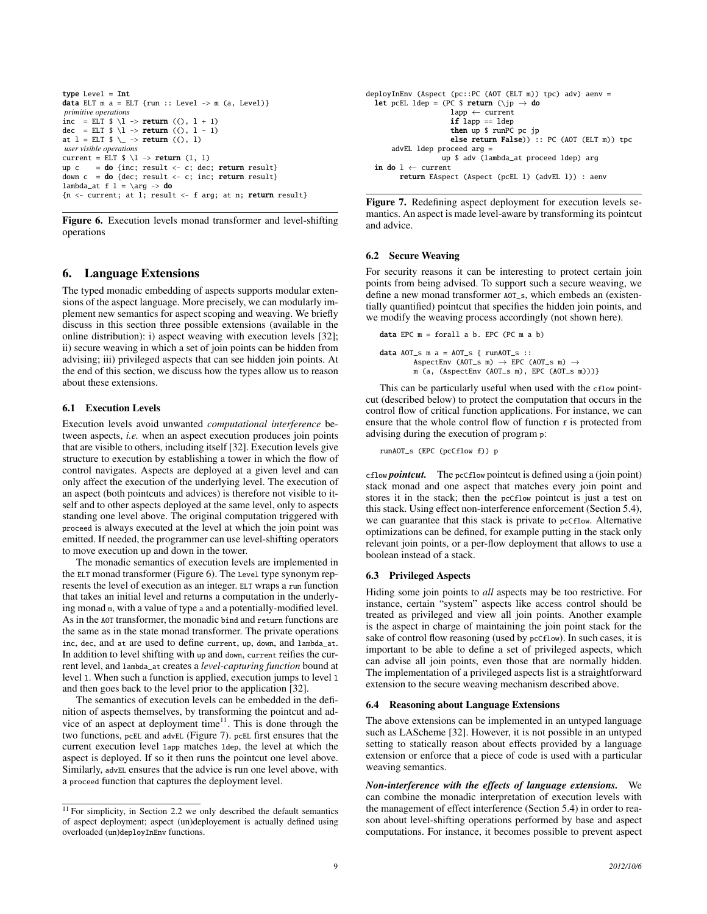```
type Level = Int
data ELT m a = ELT {run :: Level -> m (a, Level)}
 primitive operations
inc  = ELT $ \l -> return ((), l + 1)
dec  = ELT $ \l -> return ((), l - 1)
at l = ELT $ \_ -> return ((), l)
 user visible operations
current = ELT $ \l -> return (l, l)
up c    = do {inc; result <- c; dec; return result}
down c  = do {dec; result <- c; inc; return result}
lambda_at f l = \arg -> do
{n <- current; at l; result <- f arg; at n; return result}
```

**Figure 6.** Execution levels monad transformer and level-shifting operations

## 6. Language Extensions

The typed monadic embedding of aspects supports modular extensions of the aspect language. More precisely, we can modularly implement new semantics for aspect scoping and weaving. We briefly discuss in this section three possible extensions (available in the online distribution): i) aspect weaving with execution levels [32]; ii) secure weaving in which a set of join points can be hidden from advising; iii) privileged aspects that can see hidden join points. At the end of this section, we discuss how the types allow us to reason about these extensions.

### 6.1 Execution Levels

Execution levels avoid unwanted *computational interference* between aspects, *i.e.* when an aspect execution produces join points that are visible to others, including itself [32]. Execution levels give structure to execution by establishing a tower in which the flow of control navigates. Aspects are deployed at a given level and can only affect the execution of the underlying level. The execution of an aspect (both pointcuts and advices) is therefore not visible to itself and to other aspects deployed at the same level, only to aspects standing one level above. The original computation triggered with `proceed` is always executed at the level at which the join point was emitted. If needed, the programmer can use level-shifting operators to move execution up and down in the tower.

The monadic semantics of execution levels are implemented in the `ELT` monad transformer (Figure 6). The `Level` type synonym represents the level of execution as an integer. `ELT` wraps a `run` function that takes an initial level and returns a computation in the underlying monad `m`, with a value of type `a` and a potentially-modified level. As in the `AOT` transformer, the monadic `bind` and `return` functions are the same as in the state monad transformer. The private operations `inc`, `dec`, and `at` are used to define `current`, `up`, `down`, and `lambda_at`. In addition to level shifting with `up` and `down`, `current` reifies the current level, and `lambda_at` creates a *level-capturing function* bound at level `l`. When such a function is applied, execution jumps to level `l` and then goes back to the level prior to the application [32].

The semantics of execution levels can be embedded in the definition of aspects themselves, by transforming the pointcut and advice of an aspect at deployment time[11]. This is done through the two functions, `pcEL` and `advEL` (Figure 7). `pcEL` first ensures that the current execution level `lapp` matches `ldep`, the level at which the aspect is deployed. If so it then runs the pointcut one level above. Similarly, `advEL` ensures that the advice is run one level above, with a `proceed` function that captures the deployment level.

[11] For simplicity, in Section 2.2 we only described the default semantics of aspect deployment; aspect (un)deployement is actually defined using overloaded (un)`deployInEnv` functions.

```
deployInEnv (Aspect (pc::PC (AOT (ELT m)) tpc) adv) aenv =
  let pcEL ldep = (PC $ return (\jp → do
                    lapp ← current
                    if lapp == ldep
                    then up $ runPC pc jp
                    else return False)) :: PC (AOT (ELT m)) tpc
      advEL ldep proceed arg =
                  up $ adv (lambda_at proceed ldep) arg
  in do l ← current
        return EAspect (Aspect (pcEL l) (advEL l)) : aenv
```

**Figure 7.** Redefining aspect deployment for execution levels semantics. An aspect is made level-aware by transforming its pointcut and advice.

### 6.2 Secure Weaving

For security reasons it can be interesting to protect certain join points from being advised. To support such a secure weaving, we define a new monad transformer `AOT_s`, which embeds an (existentially quantified) pointcut that specifies the hidden join points, and we modify the weaving process accordingly (not shown here).

```
data EPC m = forall a b. EPC (PC m a b)

data AOT_s m a = AOT_s { runAOT_s ::
        AspectEnv (AOT_s m) → EPC (AOT_s m) →
        m (a, (AspectEnv (AOT_s m), EPC (AOT_s m)))}
```

This can be particularly useful when used with the `cflow` pointcut (described below) to protect the computation that occurs in the control flow of critical function applications. For instance, we can ensure that the whole control flow of function `f` is protected from advising during the execution of program `p`:

```
runAOT_s (EPC (pcCflow f)) p
```

***`cflow` pointcut.*** The `pcCflow` pointcut is defined using a (join point) stack monad and one aspect that matches every join point and stores it in the stack; then the `pcCflow` pointcut is just a test on this stack. Using effect non-interference enforcement (Section 5.4), we can guarantee that this stack is private to `pcCflow`. Alternative optimizations can be defined, for example putting in the stack only relevant join points, or a per-flow deployment that allows to use a boolean instead of a stack.

### 6.3 Privileged Aspects

Hiding some join points to *all* aspects may be too restrictive. For instance, certain "system" aspects like access control should be treated as privileged and view all join points. Another example is the aspect in charge of maintaining the join point stack for the sake of control flow reasoning (used by `pcCflow`). In such cases, it is important to be able to define a set of privileged aspects, which can advise all join points, even those that are normally hidden. The implementation of a privileged aspects list is a straightforward extension to the secure weaving mechanism described above.

### 6.4 Reasoning about Language Extensions

The above extensions can be implemented in an untyped language such as LAScheme [32]. However, it is not possible in an untyped setting to statically reason about effects provided by a language extension or enforce that a piece of code is used with a particular weaving semantics.

***Non-interference with the effects of language extensions.*** We can combine the monadic interpretation of execution levels with the management of effect interference (Section 5.4) in order to reason about level-shifting operations performed by base and aspect computations. For instance, it becomes possible to prevent aspect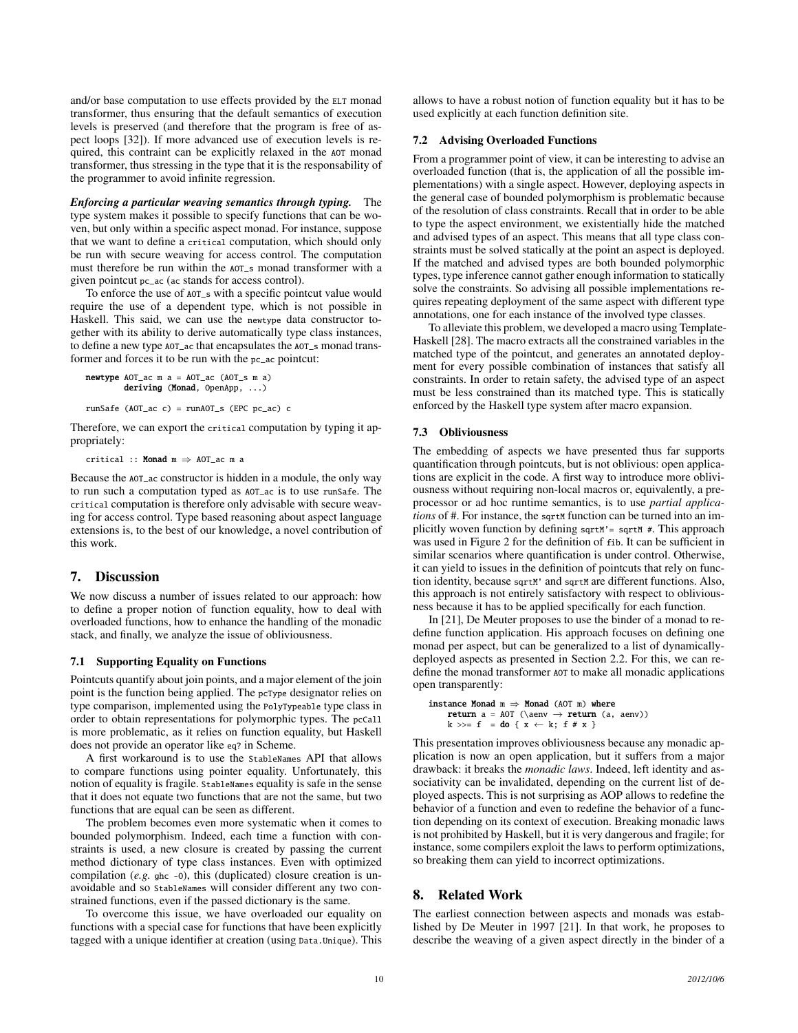and/or base computation to use effects provided by the ELT monad transformer, thus ensuring that the default semantics of execution levels is preserved (and therefore that the program is free of aspect loops [32]). If more advanced use of execution levels is required, this contraint can be explicitly relaxed in the AOT monad transformer, thus stressing in the type that it is the responsability of the programmer to avoid infinite regression.

***Enforcing a particular weaving semantics through typing.*** The type system makes it possible to specify functions that can be woven, but only within a specific aspect monad. For instance, suppose that we want to define a critical computation, which should only be run with secure weaving for access control. The computation must therefore be run within the AOT_s monad transformer with a given pointcut pc_ac (ac stands for access control).

To enforce the use of AOT_s with a specific pointcut value would require the use of a dependent type, which is not possible in Haskell. This said, we can use the newtype data constructor together with its ability to derive automatically type class instances, to define a new type AOT_ac that encapsulates the AOT_s monad transformer and forces it to be run with the pc_ac pointcut:

```
newtype AOT_ac m a = AOT_ac (AOT_s m a)
        deriving (Monad, OpenApp, ...)

runSafe (AOT_ac c) = runAOT_s (EPC pc_ac) c
```

Therefore, we can export the critical computation by typing it appropriately:

```
critical :: Monad m ⇒ AOT_ac m a
```

Because the AOT_ac constructor is hidden in a module, the only way to run such a computation typed as AOT_ac is to use runSafe. The critical computation is therefore only advisable with secure weaving for access control. Type based reasoning about aspect language extensions is, to the best of our knowledge, a novel contribution of this work.

## 7. Discussion

We now discuss a number of issues related to our approach: how to define a proper notion of function equality, how to deal with overloaded functions, how to enhance the handling of the monadic stack, and finally, we analyze the issue of obliviousness.

### 7.1 Supporting Equality on Functions

Pointcuts quantify about join points, and a major element of the join point is the function being applied. The pcType designator relies on type comparison, implemented using the PolyTypeable type class in order to obtain representations for polymorphic types. The pcCall is more problematic, as it relies on function equality, but Haskell does not provide an operator like eq? in Scheme.

A first workaround is to use the StableNames API that allows to compare functions using pointer equality. Unfortunately, this notion of equality is fragile. StableNames equality is safe in the sense that it does not equate two functions that are not the same, but two functions that are equal can be seen as different.

The problem becomes even more systematic when it comes to bounded polymorphism. Indeed, each time a function with constraints is used, a new closure is created by passing the current method dictionary of type class instances. Even with optimized compilation (*e.g.* ghc -O), this (duplicated) closure creation is unavoidable and so StableNames will consider different any two constrained functions, even if the passed dictionary is the same.

To overcome this issue, we have overloaded our equality on functions with a special case for functions that have been explicitly tagged with a unique identifier at creation (using Data.Unique). This allows to have a robust notion of function equality but it has to be used explicitly at each function definition site.

### 7.2 Advising Overloaded Functions

From a programmer point of view, it can be interesting to advise an overloaded function (that is, the application of all the possible implementations) with a single aspect. However, deploying aspects in the general case of bounded polymorphism is problematic because of the resolution of class constraints. Recall that in order to be able to type the aspect environment, we existentially hide the matched and advised types of an aspect. This means that all type class constraints must be solved statically at the point an aspect is deployed. If the matched and advised types are both bounded polymorphic types, type inference cannot gather enough information to statically solve the constraints. So advising all possible implementations requires repeating deployment of the same aspect with different type annotations, one for each instance of the involved type classes.

To alleviate this problem, we developed a macro using Template-Haskell [28]. The macro extracts all the constrained variables in the matched type of the pointcut, and generates an annotated deployment for every possible combination of instances that satisfy all constraints. In order to retain safety, the advised type of an aspect must be less constrained than its matched type. This is statically enforced by the Haskell type system after macro expansion.

### 7.3 Obliviousness

The embedding of aspects we have presented thus far supports quantification through pointcuts, but is not oblivious: open applications are explicit in the code. A first way to introduce more obliviousness without requiring non-local macros or, equivalently, a preprocessor or ad hoc runtime semantics, is to use *partial applications* of #. For instance, the sqrtM function can be turned into an implicitly woven function by defining sqrtM'= sqrtM #. This approach was used in Figure 2 for the definition of fib. It can be sufficient in similar scenarios where quantification is under control. Otherwise, it can yield to issues in the definition of pointcuts that rely on function identity, because sqrtM' and sqrtM are different functions. Also, this approach is not entirely satisfactory with respect to obliviousness because it has to be applied specifically for each function.

In [21], De Meuter proposes to use the binder of a monad to redefine function application. His approach focuses on defining one monad per aspect, but can be generalized to a list of dynamically-deployed aspects as presented in Section 2.2. For this, we can redefine the monad transformer AOT to make all monadic applications open transparently:

```
instance Monad m ⇒ Monad (AOT m) where
    return a = AOT (\aenv → return (a, aenv))
    k >>= f  = do { x ← k; f # x }
```

This presentation improves obliviousness because any monadic application is now an open application, but it suffers from a major drawback: it breaks the *monadic laws*. Indeed, left identity and associativity can be invalidated, depending on the current list of deployed aspects. This is not surprising as AOP allows to redefine the behavior of a function and even to redefine the behavior of a function depending on its context of execution. Breaking monadic laws is not prohibited by Haskell, but it is very dangerous and fragile; for instance, some compilers exploit the laws to perform optimizations, so breaking them can yield to incorrect optimizations.

## 8. Related Work

The earliest connection between aspects and monads was established by De Meuter in 1997 [21]. In that work, he proposes to describe the weaving of a given aspect directly in the binder of a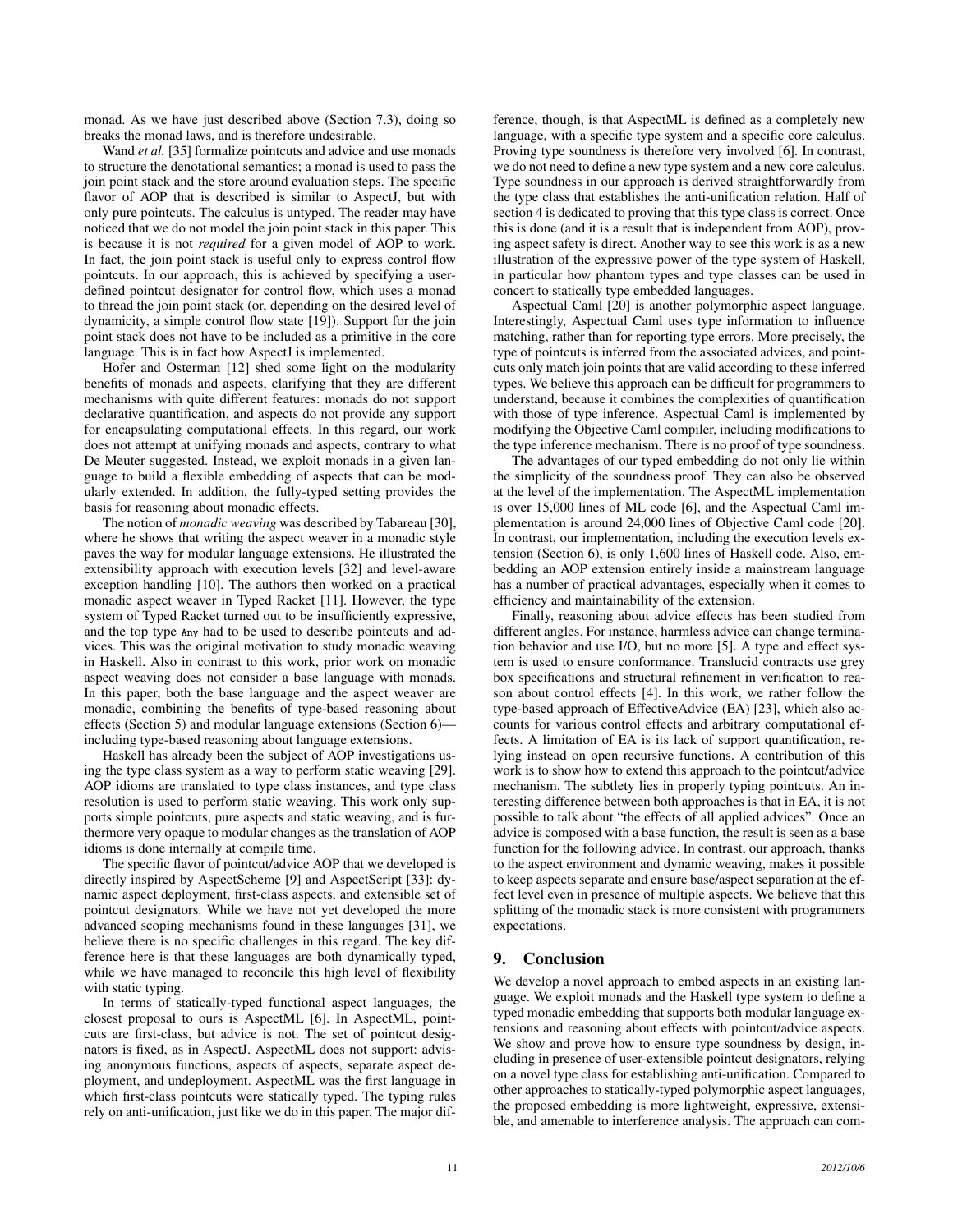monad. As we have just described above (Section 7.3), doing so breaks the monad laws, and is therefore undesirable.

Wand *et al.* [35] formalize pointcuts and advice and use monads to structure the denotational semantics; a monad is used to pass the join point stack and the store around evaluation steps. The specific flavor of AOP that is described is similar to AspectJ, but with only pure pointcuts. The calculus is untyped. The reader may have noticed that we do not model the join point stack in this paper. This is because it is not *required* for a given model of AOP to work. In fact, the join point stack is useful only to express control flow pointcuts. In our approach, this is achieved by specifying a user-defined pointcut designator for control flow, which uses a monad to thread the join point stack (or, depending on the desired level of dynamicity, a simple control flow state [19]). Support for the join point stack does not have to be included as a primitive in the core language. This is in fact how AspectJ is implemented.

Hofer and Osterman [12] shed some light on the modularity benefits of monads and aspects, clarifying that they are different mechanisms with quite different features: monads do not support declarative quantification, and aspects do not provide any support for encapsulating computational effects. In this regard, our work does not attempt at unifying monads and aspects, contrary to what De Meuter suggested. Instead, we exploit monads in a given language to build a flexible embedding of aspects that can be modularly extended. In addition, the fully-typed setting provides the basis for reasoning about monadic effects.

The notion of *monadic weaving* was described by Tabareau [30], where he shows that writing the aspect weaver in a monadic style paves the way for modular language extensions. He illustrated the extensibility approach with execution levels [32] and level-aware exception handling [10]. The authors then worked on a practical monadic aspect weaver in Typed Racket [11]. However, the type system of Typed Racket turned out to be insufficiently expressive, and the top type `Any` had to be used to describe pointcuts and advices. This was the original motivation to study monadic weaving in Haskell. Also in contrast to this work, prior work on monadic aspect weaving does not consider a base language with monads. In this paper, both the base language and the aspect weaver are monadic, combining the benefits of type-based reasoning about effects (Section 5) and modular language extensions (Section 6)—including type-based reasoning about language extensions.

Haskell has already been the subject of AOP investigations using the type class system as a way to perform static weaving [29]. AOP idioms are translated to type class instances, and type class resolution is used to perform static weaving. This work only supports simple pointcuts, pure aspects and static weaving, and is furthermore very opaque to modular changes as the translation of AOP idioms is done internally at compile time.

The specific flavor of pointcut/advice AOP that we developed is directly inspired by AspectScheme [9] and AspectScript [33]: dynamic aspect deployment, first-class aspects, and extensible set of pointcut designators. While we have not yet developed the more advanced scoping mechanisms found in these languages [31], we believe there is no specific challenges in this regard. The key difference here is that these languages are both dynamically typed, while we have managed to reconcile this high level of flexibility with static typing.

In terms of statically-typed functional aspect languages, the closest proposal to ours is AspectML [6]. In AspectML, pointcuts are first-class, but advice is not. The set of pointcut designators is fixed, as in AspectJ. AspectML does not support: advising anonymous functions, aspects of aspects, separate aspect deployment, and undeployment. AspectML was the first language in which first-class pointcuts were statically typed. The typing rules rely on anti-unification, just like we do in this paper. The major difference, though, is that AspectML is defined as a completely new language, with a specific type system and a specific core calculus. Proving type soundness is therefore very involved [6]. In contrast, we do not need to define a new type system and a new core calculus. Type soundness in our approach is derived straightforwardly from the type class that establishes the anti-unification relation. Half of section 4 is dedicated to proving that this type class is correct. Once this is done (and it is a result that is independent from AOP), proving aspect safety is direct. Another way to see this work is as a new illustration of the expressive power of the type system of Haskell, in particular how phantom types and type classes can be used in concert to statically type embedded languages.

Aspectual Caml [20] is another polymorphic aspect language. Interestingly, Aspectual Caml uses type information to influence matching, rather than for reporting type errors. More precisely, the type of pointcuts is inferred from the associated advices, and pointcuts only match join points that are valid according to these inferred types. We believe this approach can be difficult for programmers to understand, because it combines the complexities of quantification with those of type inference. Aspectual Caml is implemented by modifying the Objective Caml compiler, including modifications to the type inference mechanism. There is no proof of type soundness.

The advantages of our typed embedding do not only lie within the simplicity of the soundness proof. They can also be observed at the level of the implementation. The AspectML implementation is over 15,000 lines of ML code [6], and the Aspectual Caml implementation is around 24,000 lines of Objective Caml code [20]. In contrast, our implementation, including the execution levels extension (Section 6), is only 1,600 lines of Haskell code. Also, embedding an AOP extension entirely inside a mainstream language has a number of practical advantages, especially when it comes to efficiency and maintainability of the extension.

Finally, reasoning about advice effects has been studied from different angles. For instance, harmless advice can change termination behavior and use I/O, but no more [5]. A type and effect system is used to ensure conformance. Translucid contracts use grey box specifications and structural refinement in verification to reason about control effects [4]. In this work, we rather follow the type-based approach of EffectiveAdvice (EA) [23], which also accounts for various control effects and arbitrary computational effects. A limitation of EA is its lack of support quantification, relying instead on open recursive functions. A contribution of this work is to show how to extend this approach to the pointcut/advice mechanism. The subtlety lies in properly typing pointcuts. An interesting difference between both approaches is that in EA, it is not possible to talk about "the effects of all applied advices". Once an advice is composed with a base function, the result is seen as a base function for the following advice. In contrast, our approach, thanks to the aspect environment and dynamic weaving, makes it possible to keep aspects separate and ensure base/aspect separation at the effect level even in presence of multiple aspects. We believe that this splitting of the monadic stack is more consistent with programmers expectations.

## 9. Conclusion

We develop a novel approach to embed aspects in an existing language. We exploit monads and the Haskell type system to define a typed monadic embedding that supports both modular language extensions and reasoning about effects with pointcut/advice aspects. We show and prove how to ensure type soundness by design, including in presence of user-extensible pointcut designators, relying on a novel type class for establishing anti-unification. Compared to other approaches to statically-typed polymorphic aspect languages, the proposed embedding is more lightweight, expressive, extensible, and amenable to interference analysis. The approach can com-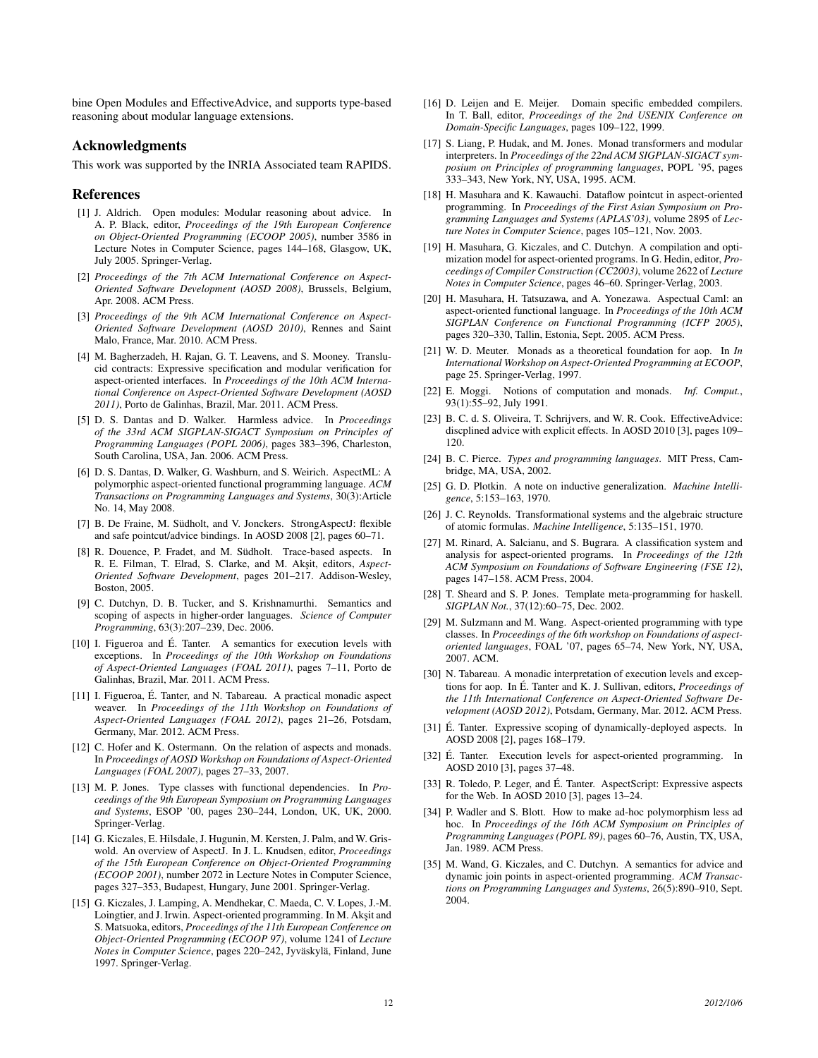bine Open Modules and EffectiveAdvice, and supports type-based reasoning about modular language extensions.

## Acknowledgments

This work was supported by the INRIA Associated team RAPIDS.

## References

[1] J. Aldrich. Open modules: Modular reasoning about advice. In A. P. Black, editor, *Proceedings of the 19th European Conference on Object-Oriented Programming (ECOOP 2005)*, number 3586 in Lecture Notes in Computer Science, pages 144–168, Glasgow, UK, July 2005. Springer-Verlag.

[2] *Proceedings of the 7th ACM International Conference on Aspect-Oriented Software Development (AOSD 2008)*, Brussels, Belgium, Apr. 2008. ACM Press.

[3] *Proceedings of the 9th ACM International Conference on Aspect-Oriented Software Development (AOSD 2010)*, Rennes and Saint Malo, France, Mar. 2010. ACM Press.

[4] M. Bagherzadeh, H. Rajan, G. T. Leavens, and S. Mooney. Translucid contracts: Expressive specification and modular verification for aspect-oriented interfaces. In *Proceedings of the 10th ACM International Conference on Aspect-Oriented Software Development (AOSD 2011)*, Porto de Galinhas, Brazil, Mar. 2011. ACM Press.

[5] D. S. Dantas and D. Walker. Harmless advice. In *Proceedings of the 33rd ACM SIGPLAN-SIGACT Symposium on Principles of Programming Languages (POPL 2006)*, pages 383–396, Charleston, South Carolina, USA, Jan. 2006. ACM Press.

[6] D. S. Dantas, D. Walker, G. Washburn, and S. Weirich. AspectML: A polymorphic aspect-oriented functional programming language. *ACM Transactions on Programming Languages and Systems*, 30(3):Article No. 14, May 2008.

[7] B. De Fraine, M. Südholt, and V. Jonckers. StrongAspectJ: flexible and safe pointcut/advice bindings. In AOSD 2008 [2], pages 60–71.

[8] R. Douence, P. Fradet, and M. Südholt. Trace-based aspects. In R. E. Filman, T. Elrad, S. Clarke, and M. Akşit, editors, *Aspect-Oriented Software Development*, pages 201–217. Addison-Wesley, Boston, 2005.

[9] C. Dutchyn, D. B. Tucker, and S. Krishnamurthi. Semantics and scoping of aspects in higher-order languages. *Science of Computer Programming*, 63(3):207–239, Dec. 2006.

[10] I. Figueroa and É. Tanter. A semantics for execution levels with exceptions. In *Proceedings of the 10th Workshop on Foundations of Aspect-Oriented Languages (FOAL 2011)*, pages 7–11, Porto de Galinhas, Brazil, Mar. 2011. ACM Press.

[11] I. Figueroa, É. Tanter, and N. Tabareau. A practical monadic aspect weaver. In *Proceedings of the 11th Workshop on Foundations of Aspect-Oriented Languages (FOAL 2012)*, pages 21–26, Potsdam, Germany, Mar. 2012. ACM Press.

[12] C. Hofer and K. Ostermann. On the relation of aspects and monads. In *Proceedings of AOSD Workshop on Foundations of Aspect-Oriented Languages (FOAL 2007)*, pages 27–33, 2007.

[13] M. P. Jones. Type classes with functional dependencies. In *Proceedings of the 9th European Symposium on Programming Languages and Systems*, ESOP '00, pages 230–244, London, UK, UK, 2000. Springer-Verlag.

[14] G. Kiczales, E. Hilsdale, J. Hugunin, M. Kersten, J. Palm, and W. Griswold. An overview of AspectJ. In J. L. Knudsen, editor, *Proceedings of the 15th European Conference on Object-Oriented Programming (ECOOP 2001)*, number 2072 in Lecture Notes in Computer Science, pages 327–353, Budapest, Hungary, June 2001. Springer-Verlag.

[15] G. Kiczales, J. Lamping, A. Mendhekar, C. Maeda, C. V. Lopes, J.-M. Loingtier, and J. Irwin. Aspect-oriented programming. In M. Akşit and S. Matsuoka, editors, *Proceedings of the 11th European Conference on Object-Oriented Programming (ECOOP 97)*, volume 1241 of *Lecture Notes in Computer Science*, pages 220–242, Jyväskylä, Finland, June 1997. Springer-Verlag.

[16] D. Leijen and E. Meijer. Domain specific embedded compilers. In T. Ball, editor, *Proceedings of the 2nd USENIX Conference on Domain-Specific Languages*, pages 109–122, 1999.

[17] S. Liang, P. Hudak, and M. Jones. Monad transformers and modular interpreters. In *Proceedings of the 22nd ACM SIGPLAN-SIGACT symposium on Principles of programming languages*, POPL '95, pages 333–343, New York, NY, USA, 1995. ACM.

[18] H. Masuhara and K. Kawauchi. Dataflow pointcut in aspect-oriented programming. In *Proceedings of the First Asian Symposium on Programming Languages and Systems (APLAS'03)*, volume 2895 of *Lecture Notes in Computer Science*, pages 105–121, Nov. 2003.

[19] H. Masuhara, G. Kiczales, and C. Dutchyn. A compilation and optimization model for aspect-oriented programs. In G. Hedin, editor, *Proceedings of Compiler Construction (CC2003)*, volume 2622 of *Lecture Notes in Computer Science*, pages 46–60. Springer-Verlag, 2003.

[20] H. Masuhara, H. Tatsuzawa, and A. Yonezawa. Aspectual Caml: an aspect-oriented functional language. In *Proceedings of the 10th ACM SIGPLAN Conference on Functional Programming (ICFP 2005)*, pages 320–330, Tallin, Estonia, Sept. 2005. ACM Press.

[21] W. D. Meuter. Monads as a theoretical foundation for aop. In *In International Workshop on Aspect-Oriented Programming at ECOOP*, page 25. Springer-Verlag, 1997.

[22] E. Moggi. Notions of computation and monads. *Inf. Comput.*, 93(1):55–92, July 1991.

[23] B. C. d. S. Oliveira, T. Schrijvers, and W. R. Cook. EffectiveAdvice: discplined advice with explicit effects. In AOSD 2010 [3], pages 109–120.

[24] B. C. Pierce. *Types and programming languages*. MIT Press, Cambridge, MA, USA, 2002.

[25] G. D. Plotkin. A note on inductive generalization. *Machine Intelligence*, 5:153–163, 1970.

[26] J. C. Reynolds. Transformational systems and the algebraic structure of atomic formulas. *Machine Intelligence*, 5:135–151, 1970.

[27] M. Rinard, A. Salcianu, and S. Bugrara. A classification system and analysis for aspect-oriented programs. In *Proceedings of the 12th ACM Symposium on Foundations of Software Engineering (FSE 12)*, pages 147–158. ACM Press, 2004.

[28] T. Sheard and S. P. Jones. Template meta-programming for haskell. *SIGPLAN Not.*, 37(12):60–75, Dec. 2002.

[29] M. Sulzmann and M. Wang. Aspect-oriented programming with type classes. In *Proceedings of the 6th workshop on Foundations of aspect-oriented languages*, FOAL '07, pages 65–74, New York, NY, USA, 2007. ACM.

[30] N. Tabareau. A monadic interpretation of execution levels and exceptions for aop. In É. Tanter and K. J. Sullivan, editors, *Proceedings of the 11th International Conference on Aspect-Oriented Software Development (AOSD 2012)*, Potsdam, Germany, Mar. 2012. ACM Press.

[31] É. Tanter. Expressive scoping of dynamically-deployed aspects. In AOSD 2008 [2], pages 168–179.

[32] É. Tanter. Execution levels for aspect-oriented programming. In AOSD 2010 [3], pages 37–48.

[33] R. Toledo, P. Leger, and É. Tanter. AspectScript: Expressive aspects for the Web. In AOSD 2010 [3], pages 13–24.

[34] P. Wadler and S. Blott. How to make ad-hoc polymorphism less ad hoc. In *Proceedings of the 16th ACM Symposium on Principles of Programming Languages (POPL 89)*, pages 60–76, Austin, TX, USA, Jan. 1989. ACM Press.

[35] M. Wand, G. Kiczales, and C. Dutchyn. A semantics for advice and dynamic join points in aspect-oriented programming. *ACM Transactions on Programming Languages and Systems*, 26(5):890–910, Sept. 2004.